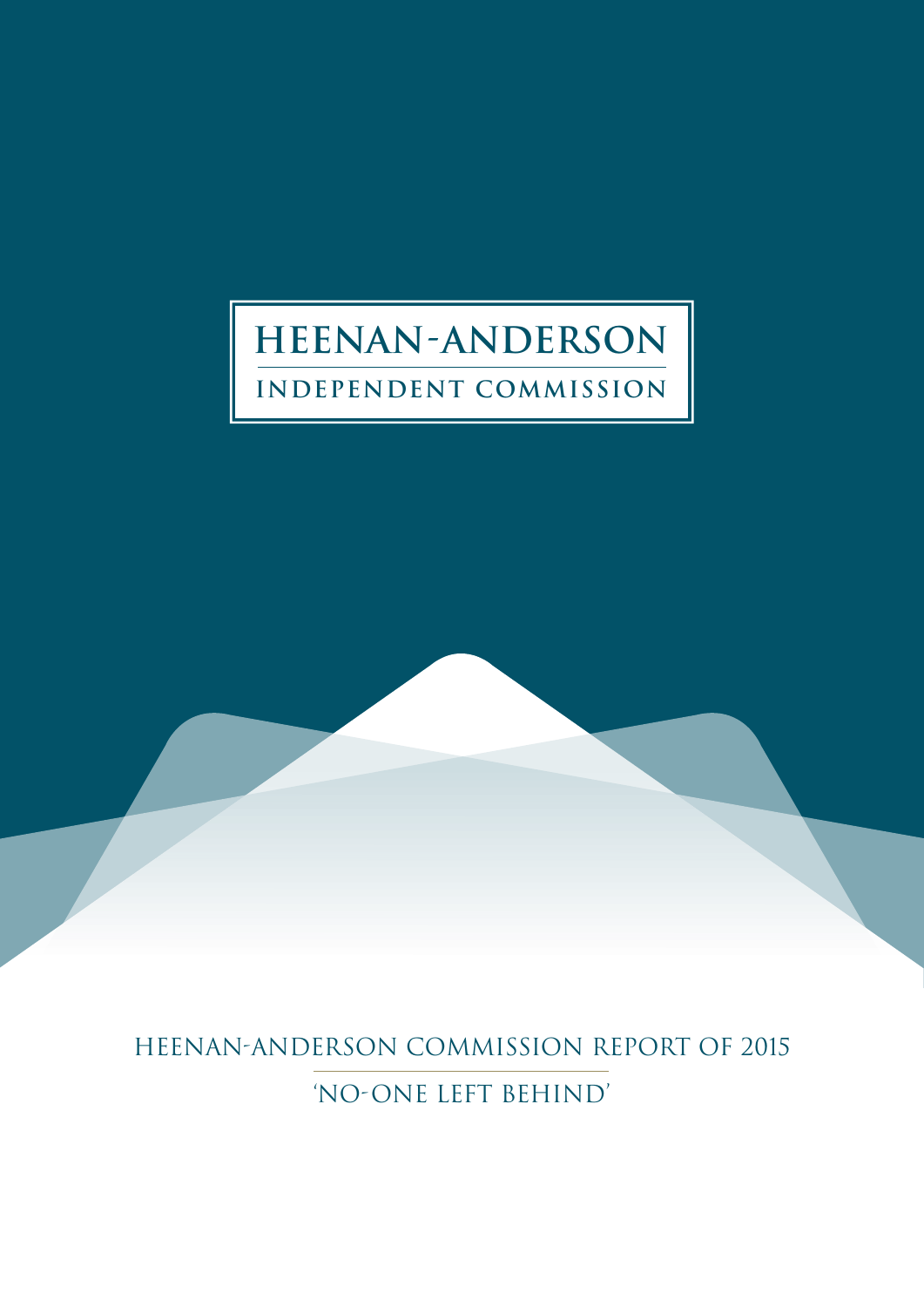# HEENAN-ANDERSON

## INDEPENDENT COMMISSION

HEENAN-ANDERSON COMMISSION REPORT OF 2015

'NO-ONE LEFT BEHIND'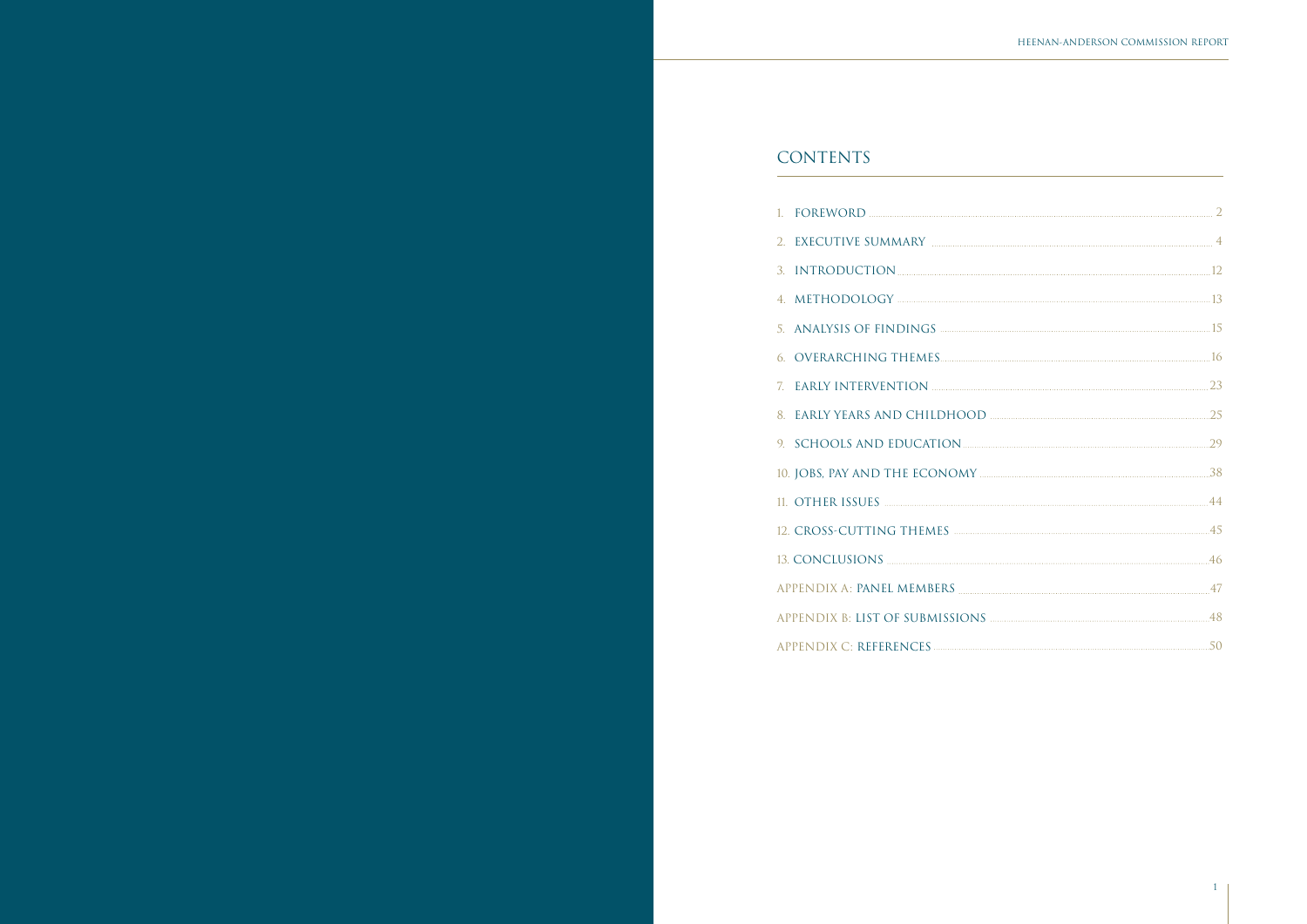# CONTENTS

1. FOREWORD ..... 2
2. EXECUTIVE SUMMARY ..... 4
3. INTRODUCTION ..... 12
4. METHODOLOGY ..... 13
5. ANALYSIS OF FINDINGS ..... 15
6. OVERARCHING THEMES ..... 16
7. EARLY INTERVENTION ..... 23
8. EARLY YEARS AND CHILDHOOD ..... 25
9. SCHOOLS AND EDUCATION ..... 29
10. JOBS, PAY AND THE ECONOMY ..... 38
11. OTHER ISSUES ..... 44
12. CROSS-CUTTING THEMES ..... 45
13. CONCLUSIONS ..... 46

APPENDIX A: PANEL MEMBERS ..... 47

APPENDIX B: LIST OF SUBMISSIONS ..... 48

APPENDIX C: REFERENCES ..... 50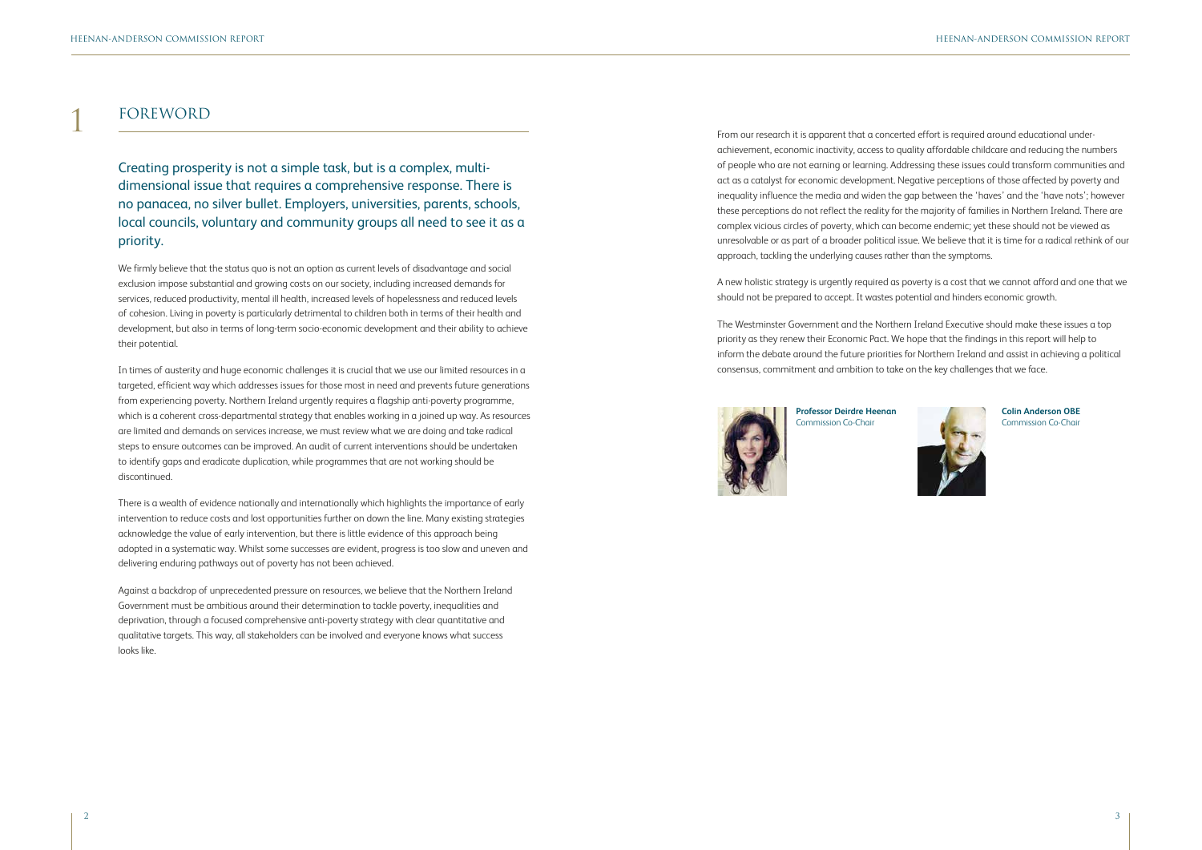# 1 FOREWORD

Creating prosperity is not a simple task, but is a complex, multi-dimensional issue that requires a comprehensive response. There is no panacea, no silver bullet. Employers, universities, parents, schools, local councils, voluntary and community groups all need to see it as a priority.

We firmly believe that the status quo is not an option as current levels of disadvantage and social exclusion impose substantial and growing costs on our society, including increased demands for services, reduced productivity, mental ill health, increased levels of hopelessness and reduced levels of cohesion. Living in poverty is particularly detrimental to children both in terms of their health and development, but also in terms of long-term socio-economic development and their ability to achieve their potential.

In times of austerity and huge economic challenges it is crucial that we use our limited resources in a targeted, efficient way which addresses issues for those most in need and prevents future generations from experiencing poverty. Northern Ireland urgently requires a flagship anti-poverty programme, which is a coherent cross-departmental strategy that enables working in a joined up way. As resources are limited and demands on services increase, we must review what we are doing and take radical steps to ensure outcomes can be improved. An audit of current interventions should be undertaken to identify gaps and eradicate duplication, while programmes that are not working should be discontinued.

There is a wealth of evidence nationally and internationally which highlights the importance of early intervention to reduce costs and lost opportunities further on down the line. Many existing strategies acknowledge the value of early intervention, but there is little evidence of this approach being adopted in a systematic way. Whilst some successes are evident, progress is too slow and uneven and delivering enduring pathways out of poverty has not been achieved.

Against a backdrop of unprecedented pressure on resources, we believe that the Northern Ireland Government must be ambitious around their determination to tackle poverty, inequalities and deprivation, through a focused comprehensive anti-poverty strategy with clear quantitative and qualitative targets. This way, all stakeholders can be involved and everyone knows what success looks like.

From our research it is apparent that a concerted effort is required around educational under-achievement, economic inactivity, access to quality affordable childcare and reducing the numbers of people who are not earning or learning. Addressing these issues could transform communities and act as a catalyst for economic development. Negative perceptions of those affected by poverty and inequality influence the media and widen the gap between the 'haves' and the 'have nots'; however these perceptions do not reflect the reality for the majority of families in Northern Ireland. There are complex vicious circles of poverty, which can become endemic; yet these should not be viewed as unresolvable or as part of a broader political issue. We believe that it is time for a radical rethink of our approach, tackling the underlying causes rather than the symptoms.

A new holistic strategy is urgently required as poverty is a cost that we cannot afford and one that we should not be prepared to accept. It wastes potential and hinders economic growth.

The Westminster Government and the Northern Ireland Executive should make these issues a top priority as they renew their Economic Pact. We hope that the findings in this report will help to inform the debate around the future priorities for Northern Ireland and assist in achieving a political consensus, commitment and ambition to take on the key challenges that we face.

**Professor Deirdre Heenan**
Commission Co-Chair

**Colin Anderson OBE**
Commission Co-Chair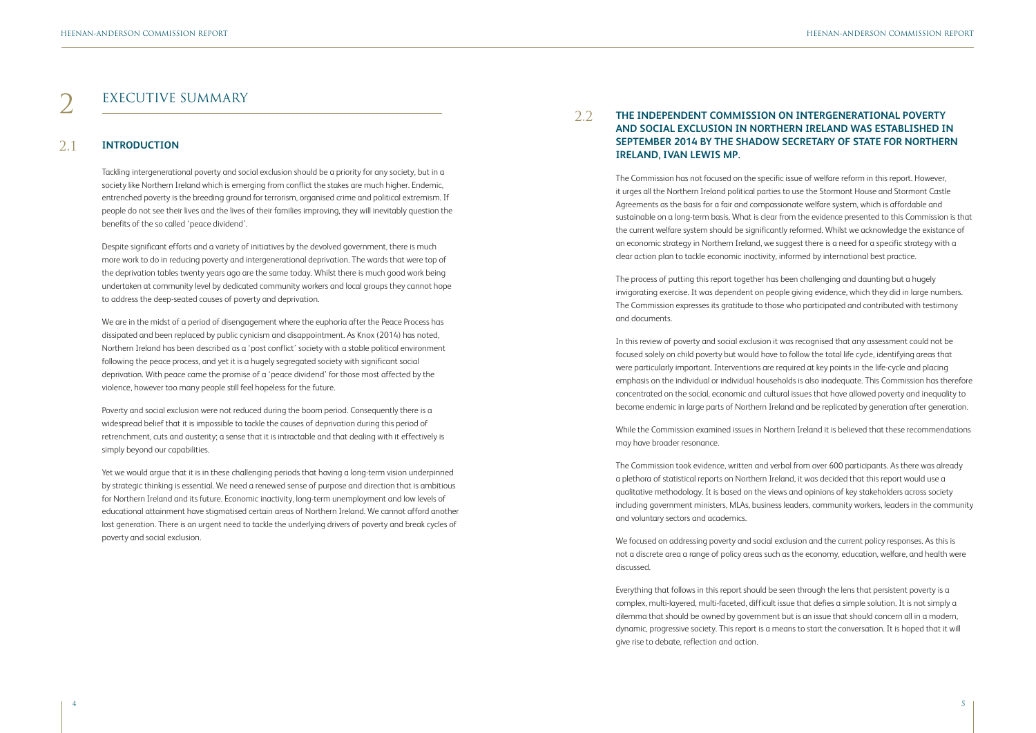# 2 EXECUTIVE SUMMARY

## 2.1 INTRODUCTION

Tackling intergenerational poverty and social exclusion should be a priority for any society, but in a society like Northern Ireland which is emerging from conflict the stakes are much higher. Endemic, entrenched poverty is the breeding ground for terrorism, organised crime and political extremism. If people do not see their lives and the lives of their families improving, they will inevitably question the benefits of the so called 'peace dividend'.

Despite significant efforts and a variety of initiatives by the devolved government, there is much more work to do in reducing poverty and intergenerational deprivation. The wards that were top of the deprivation tables twenty years ago are the same today. Whilst there is much good work being undertaken at community level by dedicated community workers and local groups they cannot hope to address the deep-seated causes of poverty and deprivation.

We are in the midst of a period of disengagement where the euphoria after the Peace Process has dissipated and been replaced by public cynicism and disappointment. As Knox (2014) has noted, Northern Ireland has been described as a 'post conflict' society with a stable political environment following the peace process, and yet it is a hugely segregated society with significant social deprivation. With peace came the promise of a 'peace dividend' for those most affected by the violence, however too many people still feel hopeless for the future.

Poverty and social exclusion were not reduced during the boom period. Consequently there is a widespread belief that it is impossible to tackle the causes of deprivation during this period of retrenchment, cuts and austerity; a sense that it is intractable and that dealing with it effectively is simply beyond our capabilities.

Yet we would argue that it is in these challenging periods that having a long-term vision underpinned by strategic thinking is essential. We need a renewed sense of purpose and direction that is ambitious for Northern Ireland and its future. Economic inactivity, long-term unemployment and low levels of educational attainment have stigmatised certain areas of Northern Ireland. We cannot afford another lost generation. There is an urgent need to tackle the underlying drivers of poverty and break cycles of poverty and social exclusion.

## 2.2 THE INDEPENDENT COMMISSION ON INTERGENERATIONAL POVERTY AND SOCIAL EXCLUSION IN NORTHERN IRELAND WAS ESTABLISHED IN SEPTEMBER 2014 BY THE SHADOW SECRETARY OF STATE FOR NORTHERN IRELAND, IVAN LEWIS MP.

The Commission has not focused on the specific issue of welfare reform in this report. However, it urges all the Northern Ireland political parties to use the Stormont House and Stormont Castle Agreements as the basis for a fair and compassionate welfare system, which is affordable and sustainable on a long-term basis. What is clear from the evidence presented to this Commission is that the current welfare system should be significantly reformed. Whilst we acknowledge the existance of an economic strategy in Northern Ireland, we suggest there is a need for a specific strategy with a clear action plan to tackle economic inactivity, informed by international best practice.

The process of putting this report together has been challenging and daunting but a hugely invigorating exercise. It was dependent on people giving evidence, which they did in large numbers. The Commission expresses its gratitude to those who participated and contributed with testimony and documents.

In this review of poverty and social exclusion it was recognised that any assessment could not be focused solely on child poverty but would have to follow the total life cycle, identifying areas that were particularly important. Interventions are required at key points in the life-cycle and placing emphasis on the individual or individual households is also inadequate. This Commission has therefore concentrated on the social, economic and cultural issues that have allowed poverty and inequality to become endemic in large parts of Northern Ireland and be replicated by generation after generation.

While the Commission examined issues in Northern Ireland it is believed that these recommendations may have broader resonance.

The Commission took evidence, written and verbal from over 600 participants. As there was already a plethora of statistical reports on Northern Ireland, it was decided that this report would use a qualitative methodology. It is based on the views and opinions of key stakeholders across society including government ministers, MLAs, business leaders, community workers, leaders in the community and voluntary sectors and academics.

We focused on addressing poverty and social exclusion and the current policy responses. As this is not a discrete area a range of policy areas such as the economy, education, welfare, and health were discussed.

Everything that follows in this report should be seen through the lens that persistent poverty is a complex, multi-layered, multi-faceted, difficult issue that defies a simple solution. It is not simply a dilemma that should be owned by government but is an issue that should concern all in a modern, dynamic, progressive society. This report is a means to start the conversation. It is hoped that it will give rise to debate, reflection and action.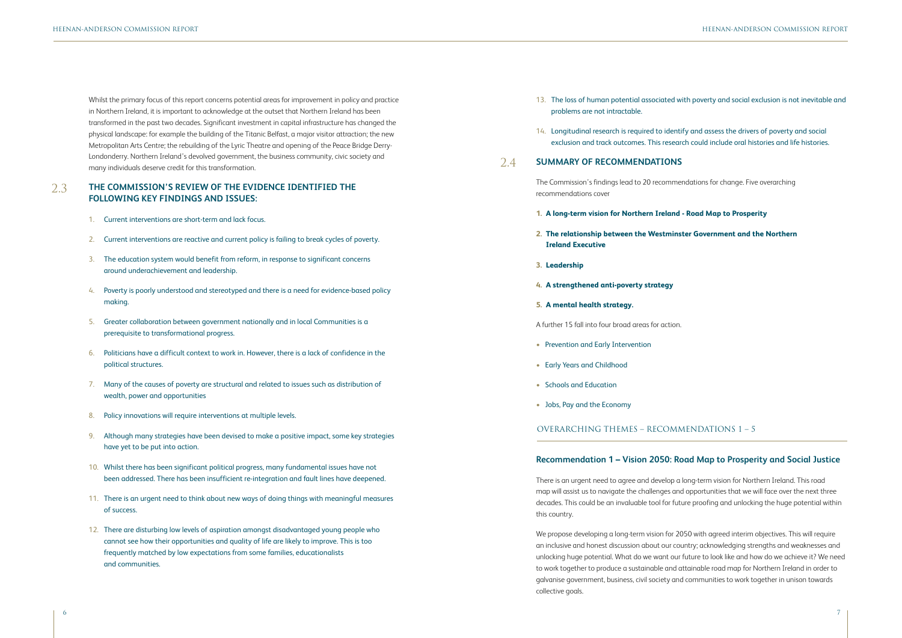Whilst the primary focus of this report concerns potential areas for improvement in policy and practice in Northern Ireland, it is important to acknowledge at the outset that Northern Ireland has been transformed in the past two decades. Significant investment in capital infrastructure has changed the physical landscape: for example the building of the Titanic Belfast, a major visitor attraction; the new Metropolitan Arts Centre; the rebuilding of the Lyric Theatre and opening of the Peace Bridge Derry-Londonderry. Northern Ireland's devolved government, the business community, civic society and many individuals deserve credit for this transformation.

## 2.3 THE COMMISSION'S REVIEW OF THE EVIDENCE IDENTIFIED THE FOLLOWING KEY FINDINGS AND ISSUES:

1. Current interventions are short-term and lack focus.
2. Current interventions are reactive and current policy is failing to break cycles of poverty.
3. The education system would benefit from reform, in response to significant concerns around underachievement and leadership.
4. Poverty is poorly understood and stereotyped and there is a need for evidence-based policy making.
5. Greater collaboration between government nationally and in local Communities is a prerequisite to transformational progress.
6. Politicians have a difficult context to work in. However, there is a lack of confidence in the political structures.
7. Many of the causes of poverty are structural and related to issues such as distribution of wealth, power and opportunities
8. Policy innovations will require interventions at multiple levels.
9. Although many strategies have been devised to make a positive impact, some key strategies have yet to be put into action.
10. Whilst there has been significant political progress, many fundamental issues have not been addressed. There has been insufficient re-integration and fault lines have deepened.
11. There is an urgent need to think about new ways of doing things with meaningful measures of success.
12. There are disturbing low levels of aspiration amongst disadvantaged young people who cannot see how their opportunities and quality of life are likely to improve. This is too frequently matched by low expectations from some families, educationalists and communities.
13. The loss of human potential associated with poverty and social exclusion is not inevitable and problems are not intractable.
14. Longitudinal research is required to identify and assess the drivers of poverty and social exclusion and track outcomes. This research could include oral histories and life histories.

## 2.4 SUMMARY OF RECOMMENDATIONS

The Commission's findings lead to 20 recommendations for change. Five overarching recommendations cover

1. **A long-term vision for Northern Ireland - Road Map to Prosperity**
2. **The relationship between the Westminster Government and the Northern Ireland Executive**
3. **Leadership**
4. **A strengthened anti-poverty strategy**
5. **A mental health strategy.**

A further 15 fall into four broad areas for action.

- Prevention and Early Intervention
- Early Years and Childhood
- Schools and Education
- Jobs, Pay and the Economy

## OVERARCHING THEMES – RECOMMENDATIONS 1 – 5

### Recommendation 1 – Vision 2050: Road Map to Prosperity and Social Justice

There is an urgent need to agree and develop a long-term vision for Northern Ireland. This road map will assist us to navigate the challenges and opportunities that we will face over the next three decades. This could be an invaluable tool for future proofing and unlocking the huge potential within this country.

We propose developing a long-term vision for 2050 with agreed interim objectives. This will require an inclusive and honest discussion about our country; acknowledging strengths and weaknesses and unlocking huge potential. What do we want our future to look like and how do we achieve it? We need to work together to produce a sustainable and attainable road map for Northern Ireland in order to galvanise government, business, civil society and communities to work together in unison towards collective goals.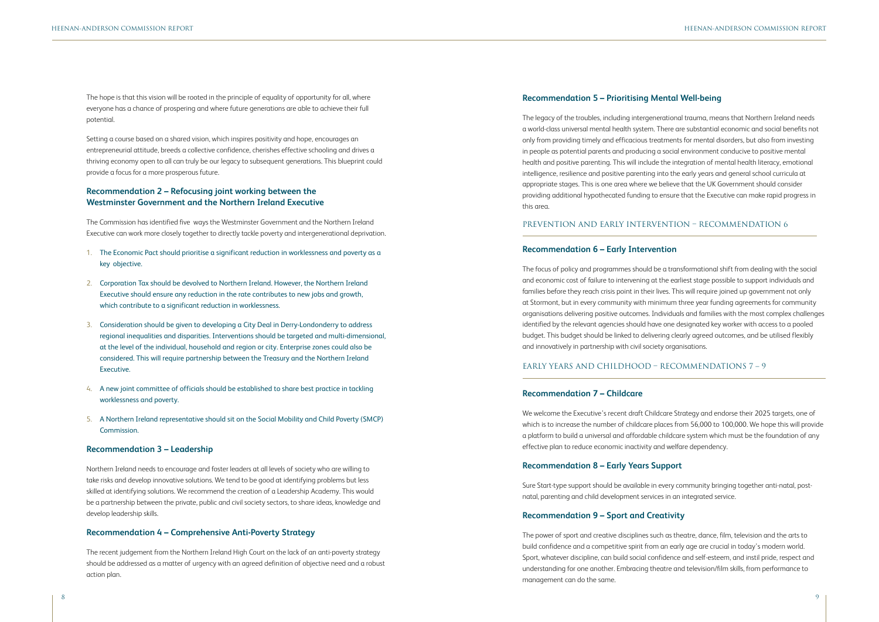The hope is that this vision will be rooted in the principle of equality of opportunity for all, where everyone has a chance of prospering and where future generations are able to achieve their full potential.

Setting a course based on a shared vision, which inspires positivity and hope, encourages an entrepreneurial attitude, breeds a collective confidence, cherishes effective schooling and drives a thriving economy open to all can truly be our legacy to subsequent generations. This blueprint could provide a focus for a more prosperous future.

### Recommendation 2 – Refocusing joint working between the Westminster Government and the Northern Ireland Executive

The Commission has identified five ways the Westminster Government and the Northern Ireland Executive can work more closely together to directly tackle poverty and intergenerational deprivation.

1. The Economic Pact should prioritise a significant reduction in worklessness and poverty as a key objective.
2. Corporation Tax should be devolved to Northern Ireland. However, the Northern Ireland Executive should ensure any reduction in the rate contributes to new jobs and growth, which contribute to a significant reduction in worklessness.
3. Consideration should be given to developing a City Deal in Derry-Londonderry to address regional inequalities and disparities. Interventions should be targeted and multi-dimensional, at the level of the individual, household and region or city. Enterprise zones could also be considered. This will require partnership between the Treasury and the Northern Ireland Executive.
4. A new joint committee of officials should be established to share best practice in tackling worklessness and poverty.
5. A Northern Ireland representative should sit on the Social Mobility and Child Poverty (SMCP) Commission.

### Recommendation 3 – Leadership

Northern Ireland needs to encourage and foster leaders at all levels of society who are willing to take risks and develop innovative solutions. We tend to be good at identifying problems but less skilled at identifying solutions. We recommend the creation of a Leadership Academy. This would be a partnership between the private, public and civil society sectors, to share ideas, knowledge and develop leadership skills.

### Recommendation 4 – Comprehensive Anti-Poverty Strategy

The recent judgement from the Northern Ireland High Court on the lack of an anti-poverty strategy should be addressed as a matter of urgency with an agreed definition of objective need and a robust action plan.

### Recommendation 5 – Prioritising Mental Well-being

The legacy of the troubles, including intergenerational trauma, means that Northern Ireland needs a world-class universal mental health system. There are substantial economic and social benefits not only from providing timely and efficacious treatments for mental disorders, but also from investing in people as potential parents and producing a social environment conducive to positive mental health and positive parenting. This will include the integration of mental health literacy, emotional intelligence, resilience and positive parenting into the early years and general school curricula at appropriate stages. This is one area where we believe that the UK Government should consider providing additional hypothecated funding to ensure that the Executive can make rapid progress in this area.

## PREVENTION AND EARLY INTERVENTION – RECOMMENDATION 6

### Recommendation 6 – Early Intervention

The focus of policy and programmes should be a transformational shift from dealing with the social and economic cost of failure to intervening at the earliest stage possible to support individuals and families before they reach crisis point in their lives. This will require joined up government not only at Stormont, but in every community with minimum three year funding agreements for community organisations delivering positive outcomes. Individuals and families with the most complex challenges identified by the relevant agencies should have one designated key worker with access to a pooled budget. This budget should be linked to delivering clearly agreed outcomes, and be utilised flexibly and innovatively in partnership with civil society organisations.

## EARLY YEARS AND CHILDHOOD – RECOMMENDATIONS 7 – 9

### Recommendation 7 – Childcare

We welcome the Executive's recent draft Childcare Strategy and endorse their 2025 targets, one of which is to increase the number of childcare places from 56,000 to 100,000. We hope this will provide a platform to build a universal and affordable childcare system which must be the foundation of any effective plan to reduce economic inactivity and welfare dependency.

### Recommendation 8 – Early Years Support

Sure Start-type support should be available in every community bringing together anti-natal, post-natal, parenting and child development services in an integrated service.

### Recommendation 9 – Sport and Creativity

The power of sport and creative disciplines such as theatre, dance, film, television and the arts to build confidence and a competitive spirit from an early age are crucial in today's modern world. Sport, whatever discipline, can build social confidence and self-esteem, and instil pride, respect and understanding for one another. Embracing theatre and television/film skills, from performance to management can do the same.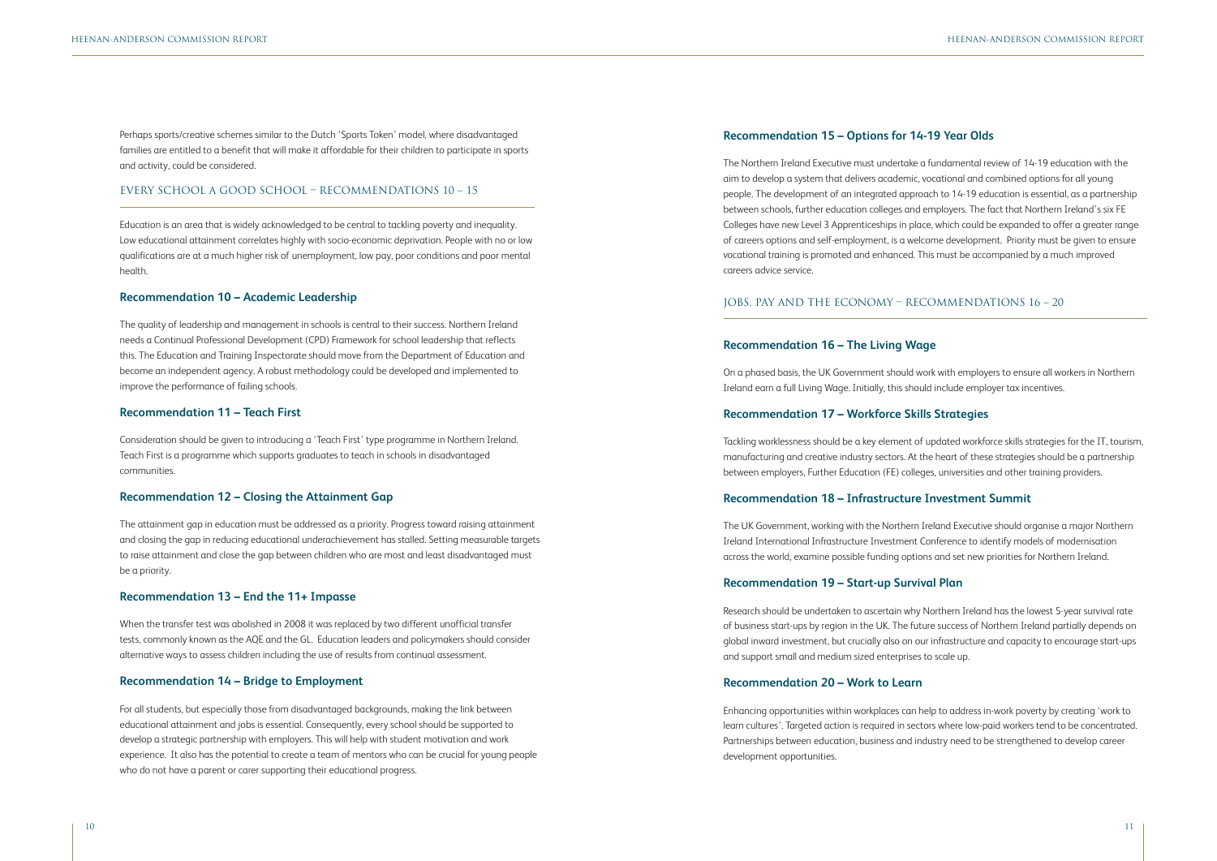Perhaps sports/creative schemes similar to the Dutch 'Sports Token' model, where disadvantaged families are entitled to a benefit that will make it affordable for their children to participate in sports and activity, could be considered.

## EVERY SCHOOL A GOOD SCHOOL – RECOMMENDATIONS 10 – 15

Education is an area that is widely acknowledged to be central to tackling poverty and inequality. Low educational attainment correlates highly with socio-economic deprivation. People with no or low qualifications are at a much higher risk of unemployment, low pay, poor conditions and poor mental health.

### Recommendation 10 – Academic Leadership

The quality of leadership and management in schools is central to their success. Northern Ireland needs a Continual Professional Development (CPD) Framework for school leadership that reflects this. The Education and Training Inspectorate should move from the Department of Education and become an independent agency. A robust methodology could be developed and implemented to improve the performance of failing schools.

### Recommendation 11 – Teach First

Consideration should be given to introducing a 'Teach First' type programme in Northern Ireland. Teach First is a programme which supports graduates to teach in schools in disadvantaged communities.

### Recommendation 12 – Closing the Attainment Gap

The attainment gap in education must be addressed as a priority. Progress toward raising attainment and closing the gap in reducing educational underachievement has stalled. Setting measurable targets to raise attainment and close the gap between children who are most and least disadvantaged must be a priority.

### Recommendation 13 – End the 11+ Impasse

When the transfer test was abolished in 2008 it was replaced by two different unofficial transfer tests, commonly known as the AQE and the GL. Education leaders and policymakers should consider alternative ways to assess children including the use of results from continual assessment.

### Recommendation 14 – Bridge to Employment

For all students, but especially those from disadvantaged backgrounds, making the link between educational attainment and jobs is essential. Consequently, every school should be supported to develop a strategic partnership with employers. This will help with student motivation and work experience. It also has the potential to create a team of mentors who can be crucial for young people who do not have a parent or carer supporting their educational progress.

### Recommendation 15 – Options for 14-19 Year Olds

The Northern Ireland Executive must undertake a fundamental review of 14-19 education with the aim to develop a system that delivers academic, vocational and combined options for all young people. The development of an integrated approach to 14-19 education is essential, as a partnership between schools, further education colleges and employers. The fact that Northern Ireland's six FE Colleges have new Level 3 Apprenticeships in place, which could be expanded to offer a greater range of careers options and self-employment, is a welcome development. Priority must be given to ensure vocational training is promoted and enhanced. This must be accompanied by a much improved careers advice service.

## JOBS, PAY AND THE ECONOMY – RECOMMENDATIONS 16 – 20

### Recommendation 16 – The Living Wage

On a phased basis, the UK Government should work with employers to ensure all workers in Northern Ireland earn a full Living Wage. Initially, this should include employer tax incentives.

### Recommendation 17 – Workforce Skills Strategies

Tackling worklessness should be a key element of updated workforce skills strategies for the IT, tourism, manufacturing and creative industry sectors. At the heart of these strategies should be a partnership between employers, Further Education (FE) colleges, universities and other training providers.

### Recommendation 18 – Infrastructure Investment Summit

The UK Government, working with the Northern Ireland Executive should organise a major Northern Ireland International Infrastructure Investment Conference to identify models of modernisation across the world, examine possible funding options and set new priorities for Northern Ireland.

### Recommendation 19 – Start-up Survival Plan

Research should be undertaken to ascertain why Northern Ireland has the lowest 5-year survival rate of business start-ups by region in the UK. The future success of Northern Ireland partially depends on global inward investment, but crucially also on our infrastructure and capacity to encourage start-ups and support small and medium sized enterprises to scale up.

### Recommendation 20 – Work to Learn

Enhancing opportunities within workplaces can help to address in-work poverty by creating 'work to learn cultures'. Targeted action is required in sectors where low-paid workers tend to be concentrated. Partnerships between education, business and industry need to be strengthened to develop career development opportunities.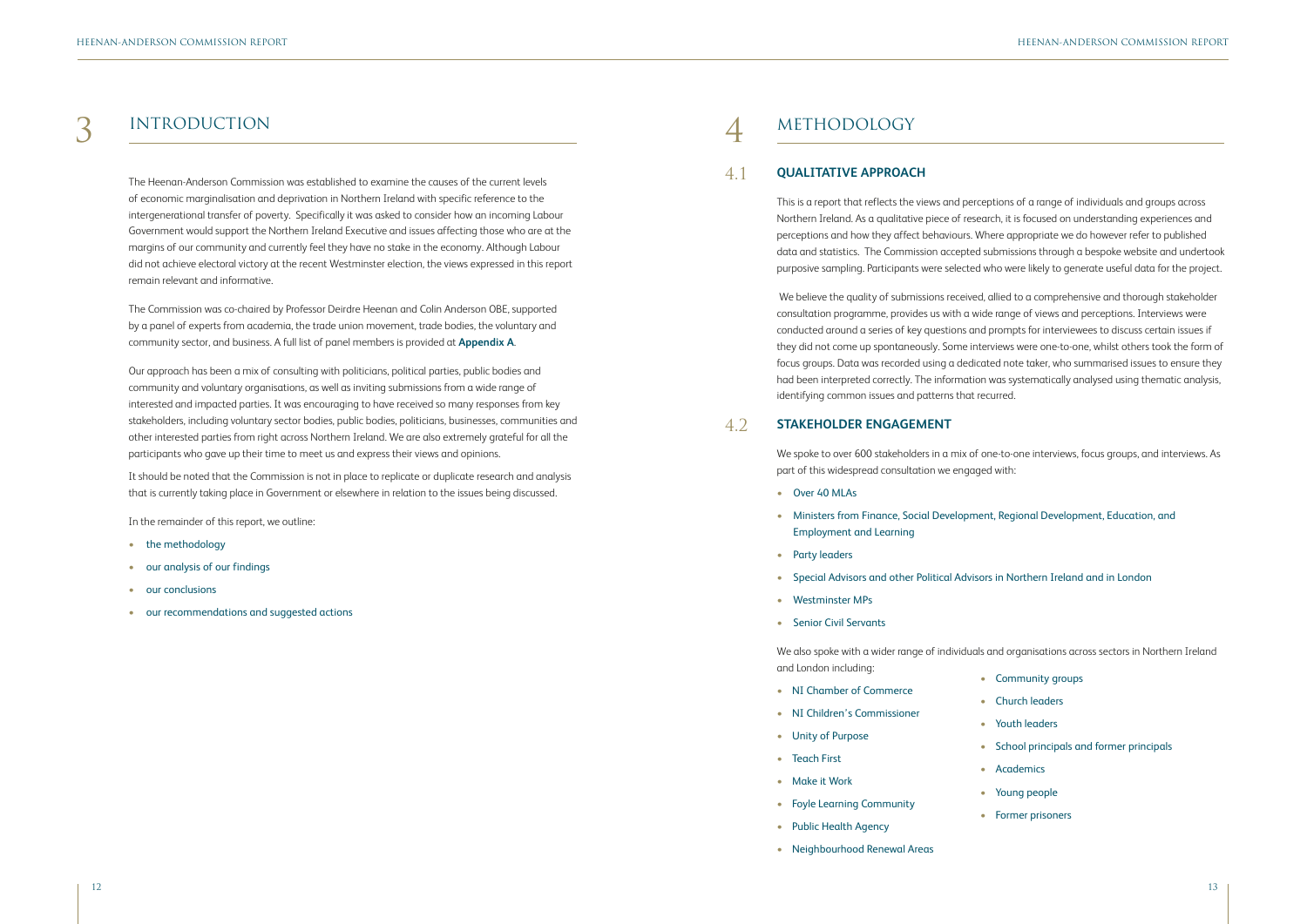# 3 INTRODUCTION

The Heenan-Anderson Commission was established to examine the causes of the current levels of economic marginalisation and deprivation in Northern Ireland with specific reference to the intergenerational transfer of poverty. Specifically it was asked to consider how an incoming Labour Government would support the Northern Ireland Executive and issues affecting those who are at the margins of our community and currently feel they have no stake in the economy. Although Labour did not achieve electoral victory at the recent Westminster election, the views expressed in this report remain relevant and informative.

The Commission was co-chaired by Professor Deirdre Heenan and Colin Anderson OBE, supported by a panel of experts from academia, the trade union movement, trade bodies, the voluntary and community sector, and business. A full list of panel members is provided at **Appendix A**.

Our approach has been a mix of consulting with politicians, political parties, public bodies and community and voluntary organisations, as well as inviting submissions from a wide range of interested and impacted parties. It was encouraging to have received so many responses from key stakeholders, including voluntary sector bodies, public bodies, politicians, businesses, communities and other interested parties from right across Northern Ireland. We are also extremely grateful for all the participants who gave up their time to meet us and express their views and opinions.

It should be noted that the Commission is not in place to replicate or duplicate research and analysis that is currently taking place in Government or elsewhere in relation to the issues being discussed.

In the remainder of this report, we outline:

- the methodology
- our analysis of our findings
- our conclusions
- our recommendations and suggested actions

# 4 METHODOLOGY

## 4.1 QUALITATIVE APPROACH

This is a report that reflects the views and perceptions of a range of individuals and groups across Northern Ireland. As a qualitative piece of research, it is focused on understanding experiences and perceptions and how they affect behaviours. Where appropriate we do however refer to published data and statistics. The Commission accepted submissions through a bespoke website and undertook purposive sampling. Participants were selected who were likely to generate useful data for the project.

We believe the quality of submissions received, allied to a comprehensive and thorough stakeholder consultation programme, provides us with a wide range of views and perceptions. Interviews were conducted around a series of key questions and prompts for interviewees to discuss certain issues if they did not come up spontaneously. Some interviews were one-to-one, whilst others took the form of focus groups. Data was recorded using a dedicated note taker, who summarised issues to ensure they had been interpreted correctly. The information was systematically analysed using thematic analysis, identifying common issues and patterns that recurred.

## 4.2 STAKEHOLDER ENGAGEMENT

We spoke to over 600 stakeholders in a mix of one-to-one interviews, focus groups, and interviews. As part of this widespread consultation we engaged with:

- Over 40 MLAs
- Ministers from Finance, Social Development, Regional Development, Education, and Employment and Learning
- Party leaders
- Special Advisors and other Political Advisors in Northern Ireland and in London
- Westminster MPs
- Senior Civil Servants

We also spoke with a wider range of individuals and organisations across sectors in Northern Ireland and London including:

- NI Chamber of Commerce
- NI Children's Commissioner
- Unity of Purpose
- Teach First
- Make it Work
- Foyle Learning Community
- Public Health Agency
- Neighbourhood Renewal Areas
- Community groups
- Church leaders
- Youth leaders
- School principals and former principals
- Academics
- Young people
- Former prisoners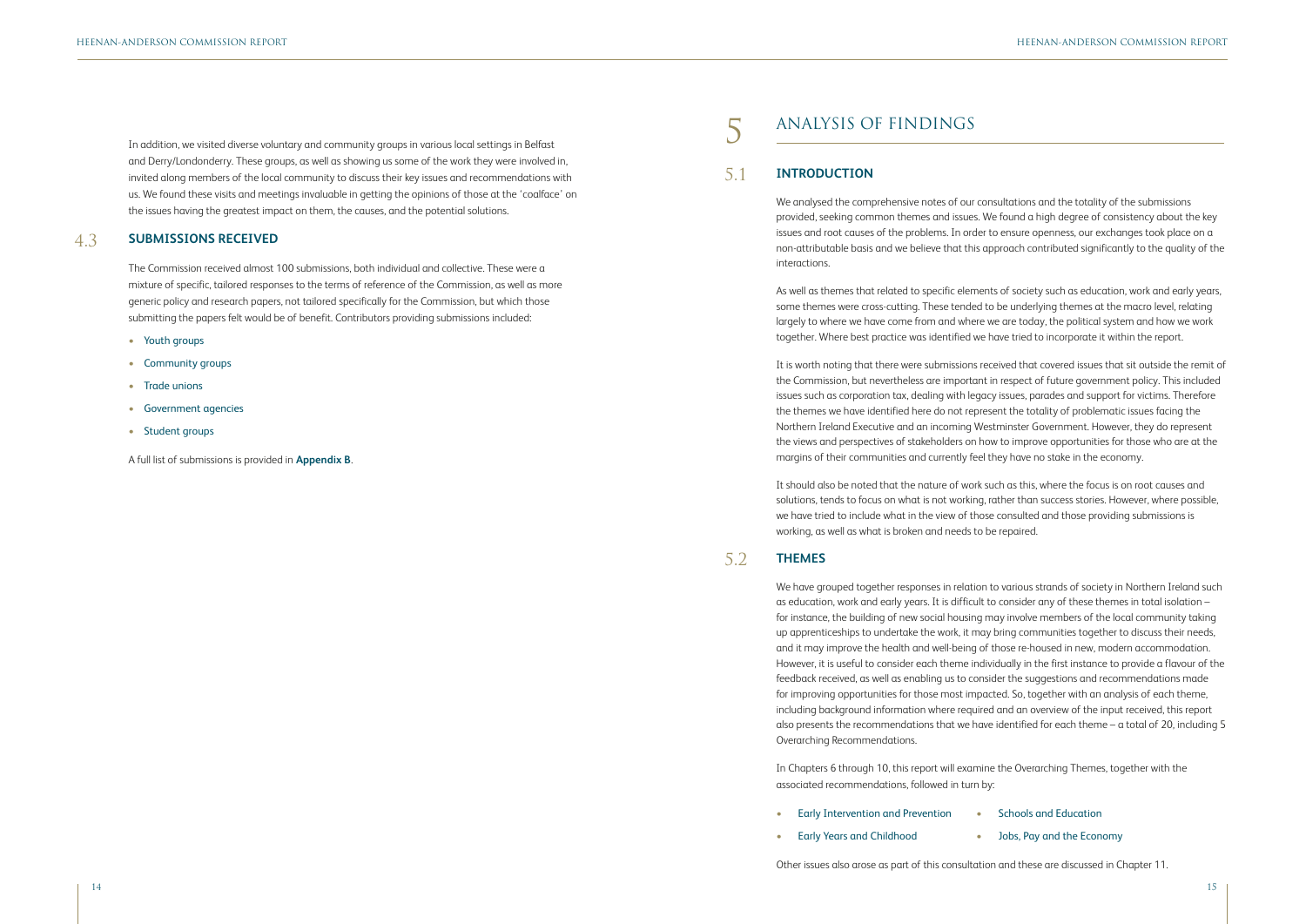In addition, we visited diverse voluntary and community groups in various local settings in Belfast and Derry/Londonderry. These groups, as well as showing us some of the work they were involved in, invited along members of the local community to discuss their key issues and recommendations with us. We found these visits and meetings invaluable in getting the opinions of those at the 'coalface' on the issues having the greatest impact on them, the causes, and the potential solutions.

### 4.3 SUBMISSIONS RECEIVED

The Commission received almost 100 submissions, both individual and collective. These were a mixture of specific, tailored responses to the terms of reference of the Commission, as well as more generic policy and research papers, not tailored specifically for the Commission, but which those submitting the papers felt would be of benefit. Contributors providing submissions included:

- Youth groups
- Community groups
- Trade unions
- Government agencies
- Student groups

A full list of submissions is provided in **Appendix B**.

# 5 ANALYSIS OF FINDINGS

### 5.1 INTRODUCTION

We analysed the comprehensive notes of our consultations and the totality of the submissions provided, seeking common themes and issues. We found a high degree of consistency about the key issues and root causes of the problems. In order to ensure openness, our exchanges took place on a non-attributable basis and we believe that this approach contributed significantly to the quality of the interactions.

As well as themes that related to specific elements of society such as education, work and early years, some themes were cross-cutting. These tended to be underlying themes at the macro level, relating largely to where we have come from and where we are today, the political system and how we work together. Where best practice was identified we have tried to incorporate it within the report.

It is worth noting that there were submissions received that covered issues that sit outside the remit of the Commission, but nevertheless are important in respect of future government policy. This included issues such as corporation tax, dealing with legacy issues, parades and support for victims. Therefore the themes we have identified here do not represent the totality of problematic issues facing the Northern Ireland Executive and an incoming Westminster Government. However, they do represent the views and perspectives of stakeholders on how to improve opportunities for those who are at the margins of their communities and currently feel they have no stake in the economy.

It should also be noted that the nature of work such as this, where the focus is on root causes and solutions, tends to focus on what is not working, rather than success stories. However, where possible, we have tried to include what in the view of those consulted and those providing submissions is working, as well as what is broken and needs to be repaired.

### 5.2 THEMES

We have grouped together responses in relation to various strands of society in Northern Ireland such as education, work and early years. It is difficult to consider any of these themes in total isolation – for instance, the building of new social housing may involve members of the local community taking up apprenticeships to undertake the work, it may bring communities together to discuss their needs, and it may improve the health and well-being of those re-housed in new, modern accommodation. However, it is useful to consider each theme individually in the first instance to provide a flavour of the feedback received, as well as enabling us to consider the suggestions and recommendations made for improving opportunities for those most impacted. So, together with an analysis of each theme, including background information where required and an overview of the input received, this report also presents the recommendations that we have identified for each theme – a total of 20, including 5 Overarching Recommendations.

In Chapters 6 through 10, this report will examine the Overarching Themes, together with the associated recommendations, followed in turn by:

- Early Intervention and Prevention
- Early Years and Childhood
- Schools and Education
- Jobs, Pay and the Economy

Other issues also arose as part of this consultation and these are discussed in Chapter 11.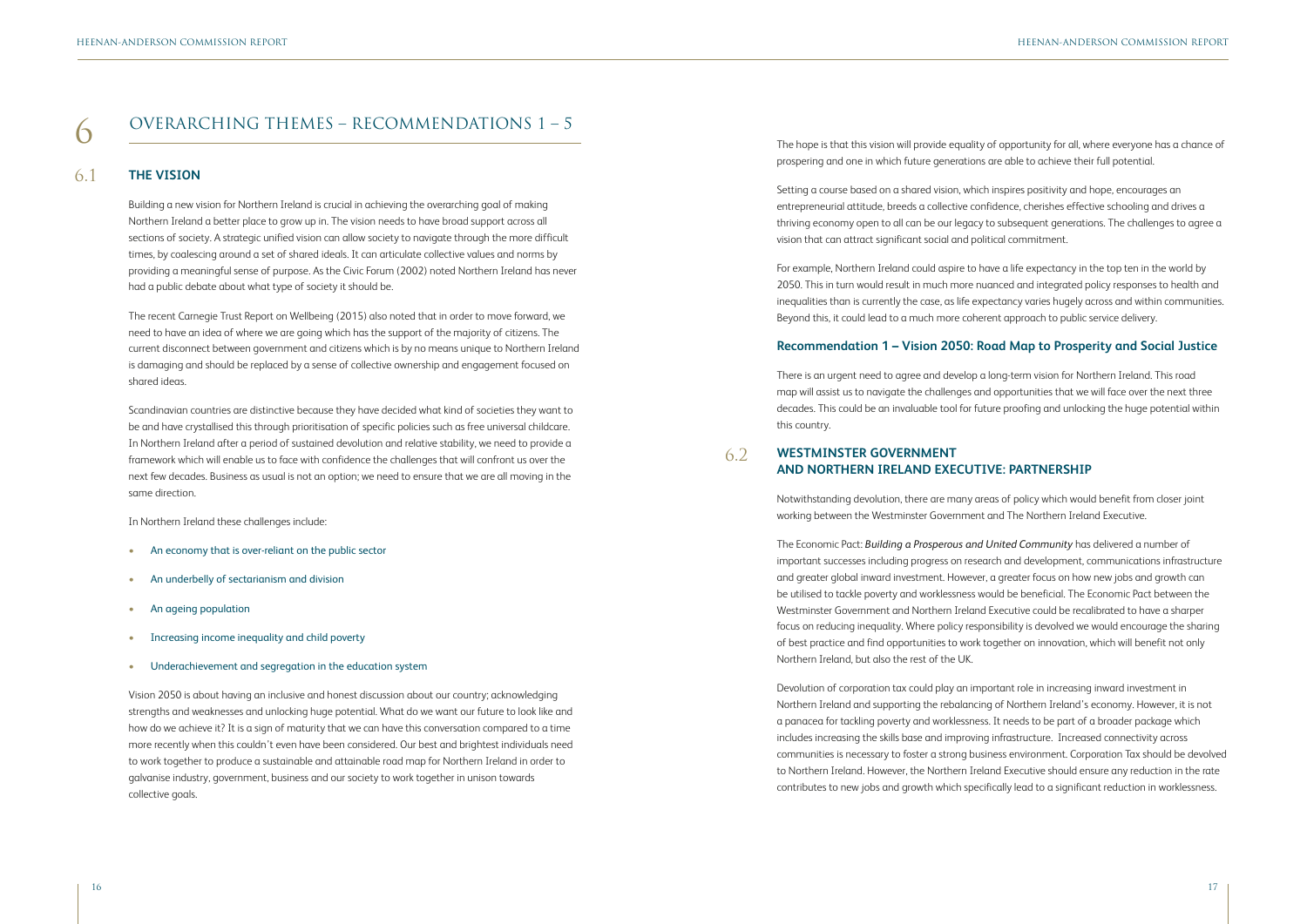# 6 OVERARCHING THEMES – RECOMMENDATIONS 1 – 5

## 6.1 THE VISION

Building a new vision for Northern Ireland is crucial in achieving the overarching goal of making Northern Ireland a better place to grow up in. The vision needs to have broad support across all sections of society. A strategic unified vision can allow society to navigate through the more difficult times, by coalescing around a set of shared ideals. It can articulate collective values and norms by providing a meaningful sense of purpose. As the Civic Forum (2002) noted Northern Ireland has never had a public debate about what type of society it should be.

The recent Carnegie Trust Report on Wellbeing (2015) also noted that in order to move forward, we need to have an idea of where we are going which has the support of the majority of citizens. The current disconnect between government and citizens which is by no means unique to Northern Ireland is damaging and should be replaced by a sense of collective ownership and engagement focused on shared ideas.

Scandinavian countries are distinctive because they have decided what kind of societies they want to be and have crystallised this through prioritisation of specific policies such as free universal childcare. In Northern Ireland after a period of sustained devolution and relative stability, we need to provide a framework which will enable us to face with confidence the challenges that will confront us over the next few decades. Business as usual is not an option; we need to ensure that we are all moving in the same direction.

In Northern Ireland these challenges include:

- An economy that is over-reliant on the public sector
- An underbelly of sectarianism and division
- An ageing population
- Increasing income inequality and child poverty
- Underachievement and segregation in the education system

Vision 2050 is about having an inclusive and honest discussion about our country; acknowledging strengths and weaknesses and unlocking huge potential. What do we want our future to look like and how do we achieve it? It is a sign of maturity that we can have this conversation compared to a time more recently when this couldn't even have been considered. Our best and brightest individuals need to work together to produce a sustainable and attainable road map for Northern Ireland in order to galvanise industry, government, business and our society to work together in unison towards collective goals.

The hope is that this vision will provide equality of opportunity for all, where everyone has a chance of prospering and one in which future generations are able to achieve their full potential.

Setting a course based on a shared vision, which inspires positivity and hope, encourages an entrepreneurial attitude, breeds a collective confidence, cherishes effective schooling and drives a thriving economy open to all can be our legacy to subsequent generations. The challenges to agree a vision that can attract significant social and political commitment.

For example, Northern Ireland could aspire to have a life expectancy in the top ten in the world by 2050. This in turn would result in much more nuanced and integrated policy responses to health and inequalities than is currently the case, as life expectancy varies hugely across and within communities. Beyond this, it could lead to a much more coherent approach to public service delivery.

### Recommendation 1 – Vision 2050: Road Map to Prosperity and Social Justice

There is an urgent need to agree and develop a long-term vision for Northern Ireland. This road map will assist us to navigate the challenges and opportunities that we will face over the next three decades. This could be an invaluable tool for future proofing and unlocking the huge potential within this country.

## 6.2 WESTMINSTER GOVERNMENT AND NORTHERN IRELAND EXECUTIVE: PARTNERSHIP

Notwithstanding devolution, there are many areas of policy which would benefit from closer joint working between the Westminster Government and The Northern Ireland Executive.

The Economic Pact: *Building a Prosperous and United Community* has delivered a number of important successes including progress on research and development, communications infrastructure and greater global inward investment. However, a greater focus on how new jobs and growth can be utilised to tackle poverty and worklessness would be beneficial. The Economic Pact between the Westminster Government and Northern Ireland Executive could be recalibrated to have a sharper focus on reducing inequality. Where policy responsibility is devolved we would encourage the sharing of best practice and find opportunities to work together on innovation, which will benefit not only Northern Ireland, but also the rest of the UK.

Devolution of corporation tax could play an important role in increasing inward investment in Northern Ireland and supporting the rebalancing of Northern Ireland's economy. However, it is not a panacea for tackling poverty and worklessness. It needs to be part of a broader package which includes increasing the skills base and improving infrastructure. Increased connectivity across communities is necessary to foster a strong business environment. Corporation Tax should be devolved to Northern Ireland. However, the Northern Ireland Executive should ensure any reduction in the rate contributes to new jobs and growth which specifically lead to a significant reduction in worklessness.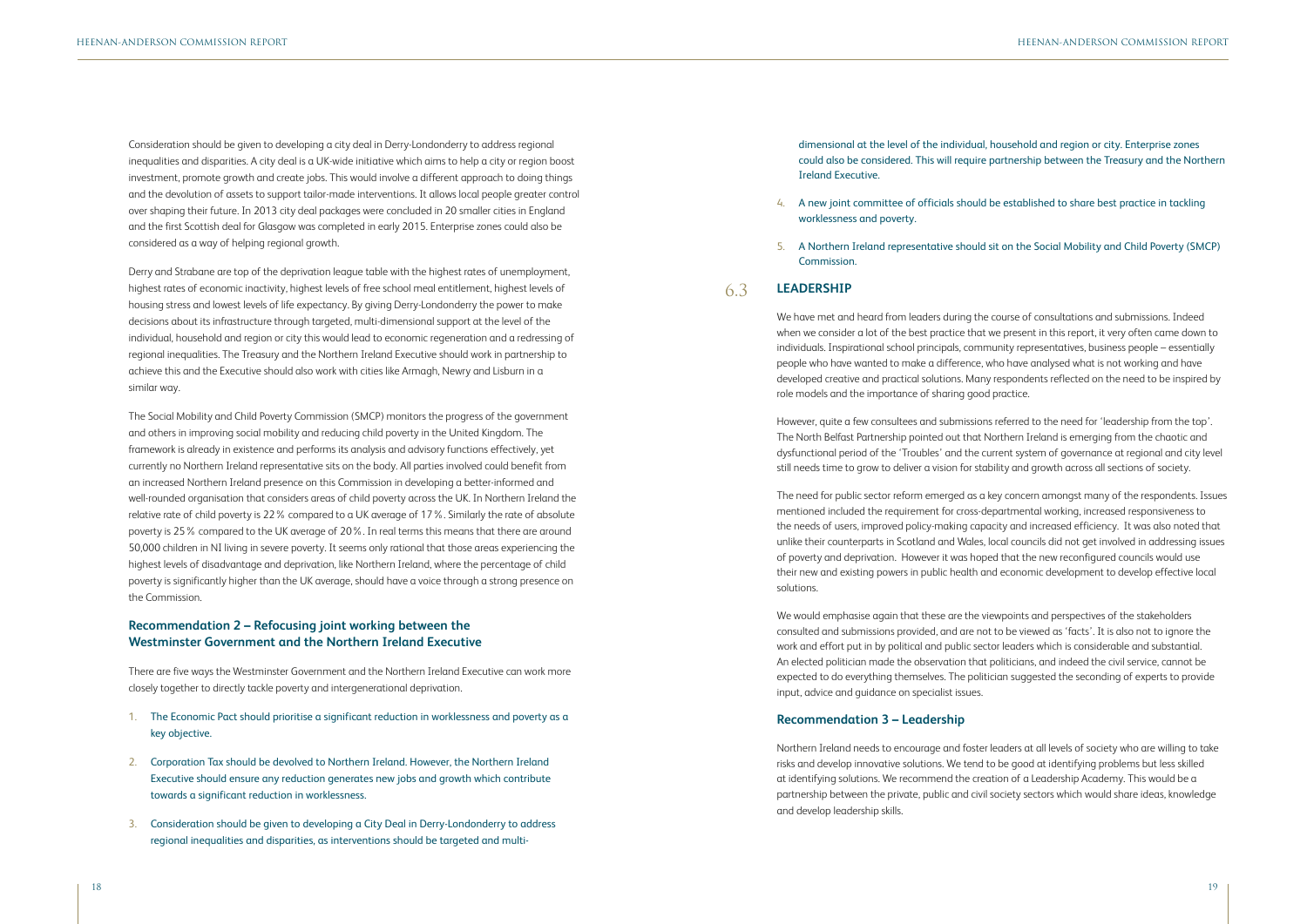Consideration should be given to developing a city deal in Derry-Londonderry to address regional inequalities and disparities. A city deal is a UK-wide initiative which aims to help a city or region boost investment, promote growth and create jobs. This would involve a different approach to doing things and the devolution of assets to support tailor-made interventions. It allows local people greater control over shaping their future. In 2013 city deal packages were concluded in 20 smaller cities in England and the first Scottish deal for Glasgow was completed in early 2015. Enterprise zones could also be considered as a way of helping regional growth.

Derry and Strabane are top of the deprivation league table with the highest rates of unemployment, highest rates of economic inactivity, highest levels of free school meal entitlement, highest levels of housing stress and lowest levels of life expectancy. By giving Derry-Londonderry the power to make decisions about its infrastructure through targeted, multi-dimensional support at the level of the individual, household and region or city this would lead to economic regeneration and a redressing of regional inequalities. The Treasury and the Northern Ireland Executive should work in partnership to achieve this and the Executive should also work with cities like Armagh, Newry and Lisburn in a similar way.

The Social Mobility and Child Poverty Commission (SMCP) monitors the progress of the government and others in improving social mobility and reducing child poverty in the United Kingdom. The framework is already in existence and performs its analysis and advisory functions effectively, yet currently no Northern Ireland representative sits on the body. All parties involved could benefit from an increased Northern Ireland presence on this Commission in developing a better-informed and well-rounded organisation that considers areas of child poverty across the UK. In Northern Ireland the relative rate of child poverty is 22% compared to a UK average of 17%. Similarly the rate of absolute poverty is 25% compared to the UK average of 20%. In real terms this means that there are around 50,000 children in NI living in severe poverty. It seems only rational that those areas experiencing the highest levels of disadvantage and deprivation, like Northern Ireland, where the percentage of child poverty is significantly higher than the UK average, should have a voice through a strong presence on the Commission.

### Recommendation 2 – Refocusing joint working between the Westminster Government and the Northern Ireland Executive

There are five ways the Westminster Government and the Northern Ireland Executive can work more closely together to directly tackle poverty and intergenerational deprivation.

1. The Economic Pact should prioritise a significant reduction in worklessness and poverty as a key objective.
2. Corporation Tax should be devolved to Northern Ireland. However, the Northern Ireland Executive should ensure any reduction generates new jobs and growth which contribute towards a significant reduction in worklessness.
3. Consideration should be given to developing a City Deal in Derry-Londonderry to address regional inequalities and disparities, as interventions should be targeted and multi-dimensional at the level of the individual, household and region or city. Enterprise zones could also be considered. This will require partnership between the Treasury and the Northern Ireland Executive.
4. A new joint committee of officials should be established to share best practice in tackling worklessness and poverty.
5. A Northern Ireland representative should sit on the Social Mobility and Child Poverty (SMCP) Commission.

## 6.3 LEADERSHIP

We have met and heard from leaders during the course of consultations and submissions. Indeed when we consider a lot of the best practice that we present in this report, it very often came down to individuals. Inspirational school principals, community representatives, business people – essentially people who have wanted to make a difference, who have analysed what is not working and have developed creative and practical solutions. Many respondents reflected on the need to be inspired by role models and the importance of sharing good practice.

However, quite a few consultees and submissions referred to the need for 'leadership from the top'. The North Belfast Partnership pointed out that Northern Ireland is emerging from the chaotic and dysfunctional period of the 'Troubles' and the current system of governance at regional and city level still needs time to grow to deliver a vision for stability and growth across all sections of society.

The need for public sector reform emerged as a key concern amongst many of the respondents. Issues mentioned included the requirement for cross-departmental working, increased responsiveness to the needs of users, improved policy-making capacity and increased efficiency. It was also noted that unlike their counterparts in Scotland and Wales, local councils did not get involved in addressing issues of poverty and deprivation. However it was hoped that the new reconfigured councils would use their new and existing powers in public health and economic development to develop effective local solutions.

We would emphasise again that these are the viewpoints and perspectives of the stakeholders consulted and submissions provided, and are not to be viewed as 'facts'. It is also not to ignore the work and effort put in by political and public sector leaders which is considerable and substantial. An elected politician made the observation that politicians, and indeed the civil service, cannot be expected to do everything themselves. The politician suggested the seconding of experts to provide input, advice and guidance on specialist issues.

### Recommendation 3 – Leadership

Northern Ireland needs to encourage and foster leaders at all levels of society who are willing to take risks and develop innovative solutions. We tend to be good at identifying problems but less skilled at identifying solutions. We recommend the creation of a Leadership Academy. This would be a partnership between the private, public and civil society sectors which would share ideas, knowledge and develop leadership skills.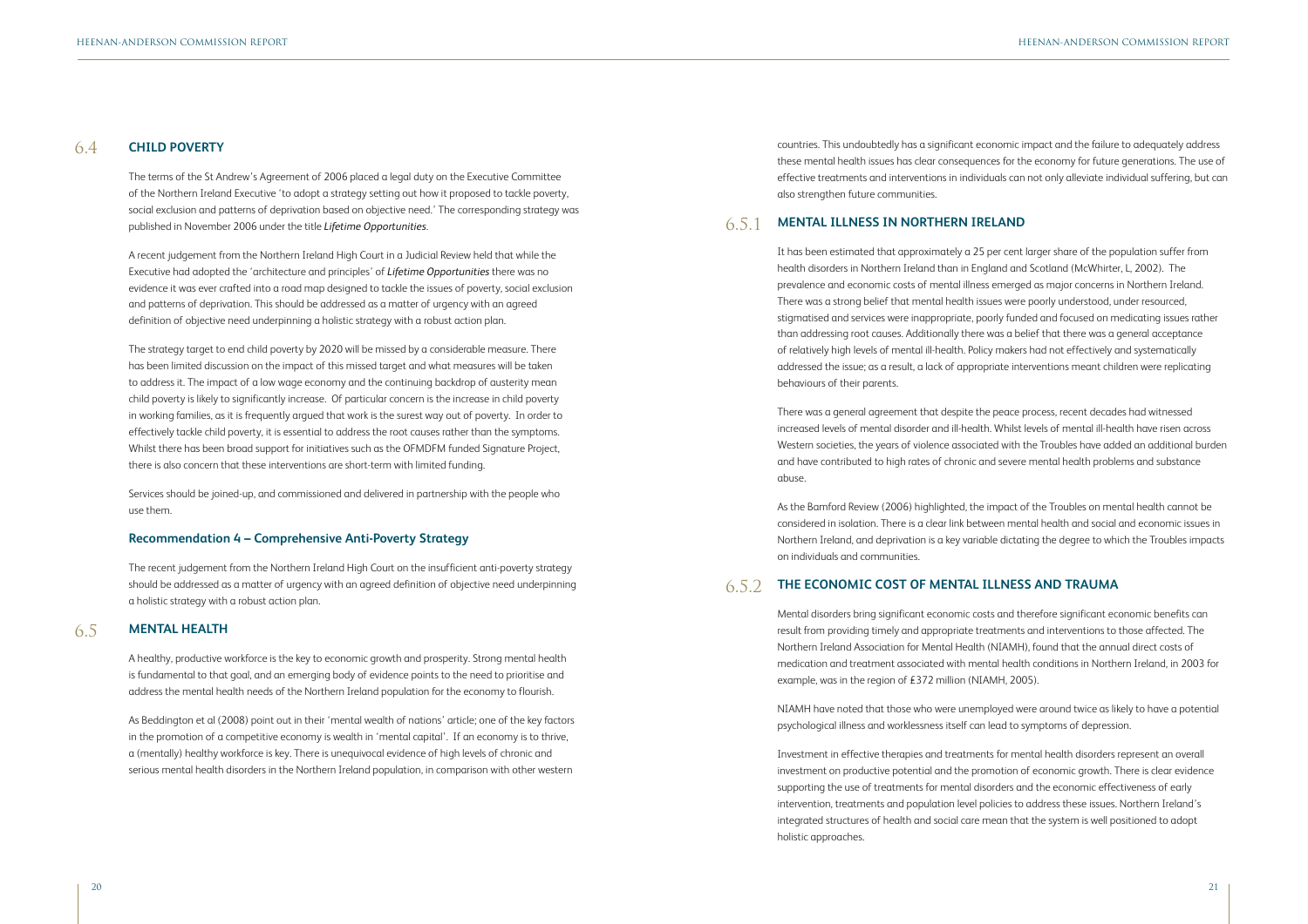## 6.4 CHILD POVERTY

The terms of the St Andrew's Agreement of 2006 placed a legal duty on the Executive Committee of the Northern Ireland Executive 'to adopt a strategy setting out how it proposed to tackle poverty, social exclusion and patterns of deprivation based on objective need.' The corresponding strategy was published in November 2006 under the title *Lifetime Opportunities*.

A recent judgement from the Northern Ireland High Court in a Judicial Review held that while the Executive had adopted the 'architecture and principles' of *Lifetime Opportunities* there was no evidence it was ever crafted into a road map designed to tackle the issues of poverty, social exclusion and patterns of deprivation. This should be addressed as a matter of urgency with an agreed definition of objective need underpinning a holistic strategy with a robust action plan.

The strategy target to end child poverty by 2020 will be missed by a considerable measure. There has been limited discussion on the impact of this missed target and what measures will be taken to address it. The impact of a low wage economy and the continuing backdrop of austerity mean child poverty is likely to significantly increase. Of particular concern is the increase in child poverty in working families, as it is frequently argued that work is the surest way out of poverty. In order to effectively tackle child poverty, it is essential to address the root causes rather than the symptoms. Whilst there has been broad support for initiatives such as the OFMDFM funded Signature Project, there is also concern that these interventions are short-term with limited funding.

Services should be joined-up, and commissioned and delivered in partnership with the people who use them.

### Recommendation 4 – Comprehensive Anti-Poverty Strategy

The recent judgement from the Northern Ireland High Court on the insufficient anti-poverty strategy should be addressed as a matter of urgency with an agreed definition of objective need underpinning a holistic strategy with a robust action plan.

## 6.5 MENTAL HEALTH

A healthy, productive workforce is the key to economic growth and prosperity. Strong mental health is fundamental to that goal, and an emerging body of evidence points to the need to prioritise and address the mental health needs of the Northern Ireland population for the economy to flourish.

As Beddington et al (2008) point out in their 'mental wealth of nations' article; one of the key factors in the promotion of a competitive economy is wealth in 'mental capital'. If an economy is to thrive, a (mentally) healthy workforce is key. There is unequivocal evidence of high levels of chronic and serious mental health disorders in the Northern Ireland population, in comparison with other western countries. This undoubtedly has a significant economic impact and the failure to adequately address these mental health issues has clear consequences for the economy for future generations. The use of effective treatments and interventions in individuals can not only alleviate individual suffering, but can also strengthen future communities.

### 6.5.1 MENTAL ILLNESS IN NORTHERN IRELAND

It has been estimated that approximately a 25 per cent larger share of the population suffer from health disorders in Northern Ireland than in England and Scotland (McWhirter, L, 2002). The prevalence and economic costs of mental illness emerged as major concerns in Northern Ireland. There was a strong belief that mental health issues were poorly understood, under resourced, stigmatised and services were inappropriate, poorly funded and focused on medicating issues rather than addressing root causes. Additionally there was a belief that there was a general acceptance of relatively high levels of mental ill-health. Policy makers had not effectively and systematically addressed the issue; as a result, a lack of appropriate interventions meant children were replicating behaviours of their parents.

There was a general agreement that despite the peace process, recent decades had witnessed increased levels of mental disorder and ill-health. Whilst levels of mental ill-health have risen across Western societies, the years of violence associated with the Troubles have added an additional burden and have contributed to high rates of chronic and severe mental health problems and substance abuse.

As the Bamford Review (2006) highlighted, the impact of the Troubles on mental health cannot be considered in isolation. There is a clear link between mental health and social and economic issues in Northern Ireland, and deprivation is a key variable dictating the degree to which the Troubles impacts on individuals and communities.

### 6.5.2 THE ECONOMIC COST OF MENTAL ILLNESS AND TRAUMA

Mental disorders bring significant economic costs and therefore significant economic benefits can result from providing timely and appropriate treatments and interventions to those affected. The Northern Ireland Association for Mental Health (NIAMH), found that the annual direct costs of medication and treatment associated with mental health conditions in Northern Ireland, in 2003 for example, was in the region of £372 million (NIAMH, 2005).

NIAMH have noted that those who were unemployed were around twice as likely to have a potential psychological illness and worklessness itself can lead to symptoms of depression.

Investment in effective therapies and treatments for mental health disorders represent an overall investment on productive potential and the promotion of economic growth. There is clear evidence supporting the use of treatments for mental disorders and the economic effectiveness of early intervention, treatments and population level policies to address these issues. Northern Ireland's integrated structures of health and social care mean that the system is well positioned to adopt holistic approaches.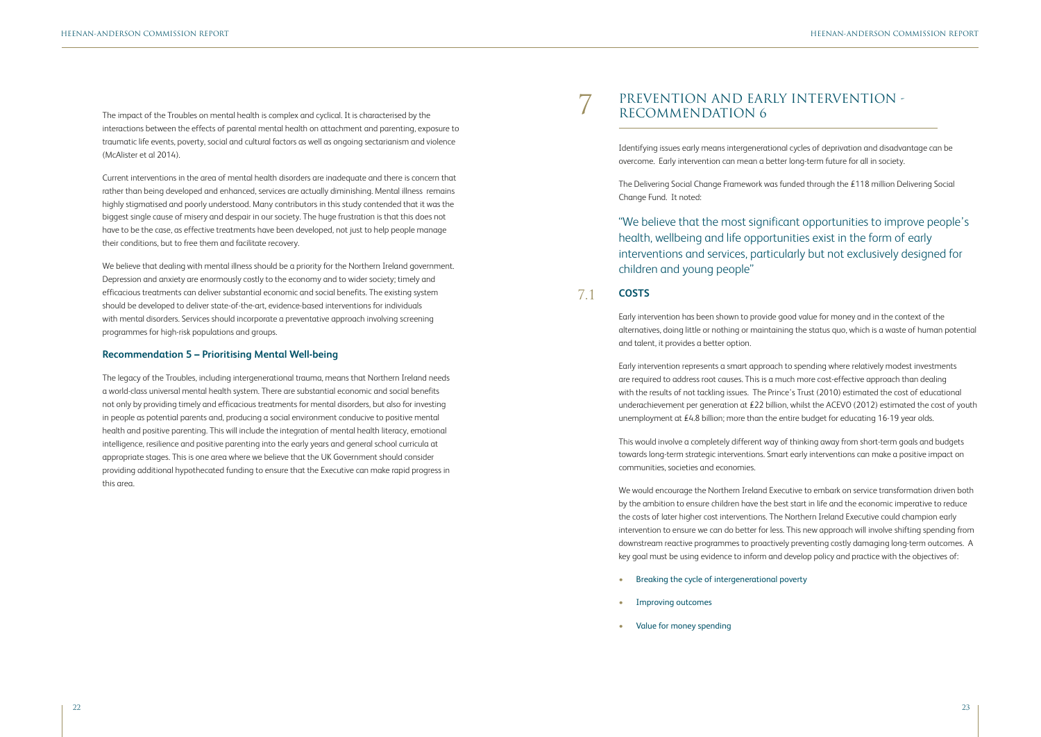The impact of the Troubles on mental health is complex and cyclical. It is characterised by the interactions between the effects of parental mental health on attachment and parenting, exposure to traumatic life events, poverty, social and cultural factors as well as ongoing sectarianism and violence (McAlister et al 2014).

Current interventions in the area of mental health disorders are inadequate and there is concern that rather than being developed and enhanced, services are actually diminishing. Mental illness remains highly stigmatised and poorly understood. Many contributors in this study contended that it was the biggest single cause of misery and despair in our society. The huge frustration is that this does not have to be the case, as effective treatments have been developed, not just to help people manage their conditions, but to free them and facilitate recovery.

We believe that dealing with mental illness should be a priority for the Northern Ireland government. Depression and anxiety are enormously costly to the economy and to wider society; timely and efficacious treatments can deliver substantial economic and social benefits. The existing system should be developed to deliver state-of-the-art, evidence-based interventions for individuals with mental disorders. Services should incorporate a preventative approach involving screening programmes for high-risk populations and groups.

### Recommendation 5 – Prioritising Mental Well-being

The legacy of the Troubles, including intergenerational trauma, means that Northern Ireland needs a world-class universal mental health system. There are substantial economic and social benefits not only by providing timely and efficacious treatments for mental disorders, but also for investing in people as potential parents and, producing a social environment conducive to positive mental health and positive parenting. This will include the integration of mental health literacy, emotional intelligence, resilience and positive parenting into the early years and general school curricula at appropriate stages. This is one area where we believe that the UK Government should consider providing additional hypothecated funding to ensure that the Executive can make rapid progress in this area.

# 7 PREVENTION AND EARLY INTERVENTION - RECOMMENDATION 6

Identifying issues early means intergenerational cycles of deprivation and disadvantage can be overcome. Early intervention can mean a better long-term future for all in society.

The Delivering Social Change Framework was funded through the £118 million Delivering Social Change Fund. It noted:

> "We believe that the most significant opportunities to improve people's health, wellbeing and life opportunities exist in the form of early interventions and services, particularly but not exclusively designed for children and young people"

## 7.1 COSTS

Early intervention has been shown to provide good value for money and in the context of the alternatives, doing little or nothing or maintaining the status quo, which is a waste of human potential and talent, it provides a better option.

Early intervention represents a smart approach to spending where relatively modest investments are required to address root causes. This is a much more cost-effective approach than dealing with the results of not tackling issues. The Prince's Trust (2010) estimated the cost of educational underachievement per generation at £22 billion, whilst the ACEVO (2012) estimated the cost of youth unemployment at £4.8 billion; more than the entire budget for educating 16-19 year olds.

This would involve a completely different way of thinking away from short-term goals and budgets towards long-term strategic interventions. Smart early interventions can make a positive impact on communities, societies and economies.

We would encourage the Northern Ireland Executive to embark on service transformation driven both by the ambition to ensure children have the best start in life and the economic imperative to reduce the costs of later higher cost interventions. The Northern Ireland Executive could champion early intervention to ensure we can do better for less. This new approach will involve shifting spending from downstream reactive programmes to proactively preventing costly damaging long-term outcomes. A key goal must be using evidence to inform and develop policy and practice with the objectives of:

- Breaking the cycle of intergenerational poverty
- Improving outcomes
- Value for money spending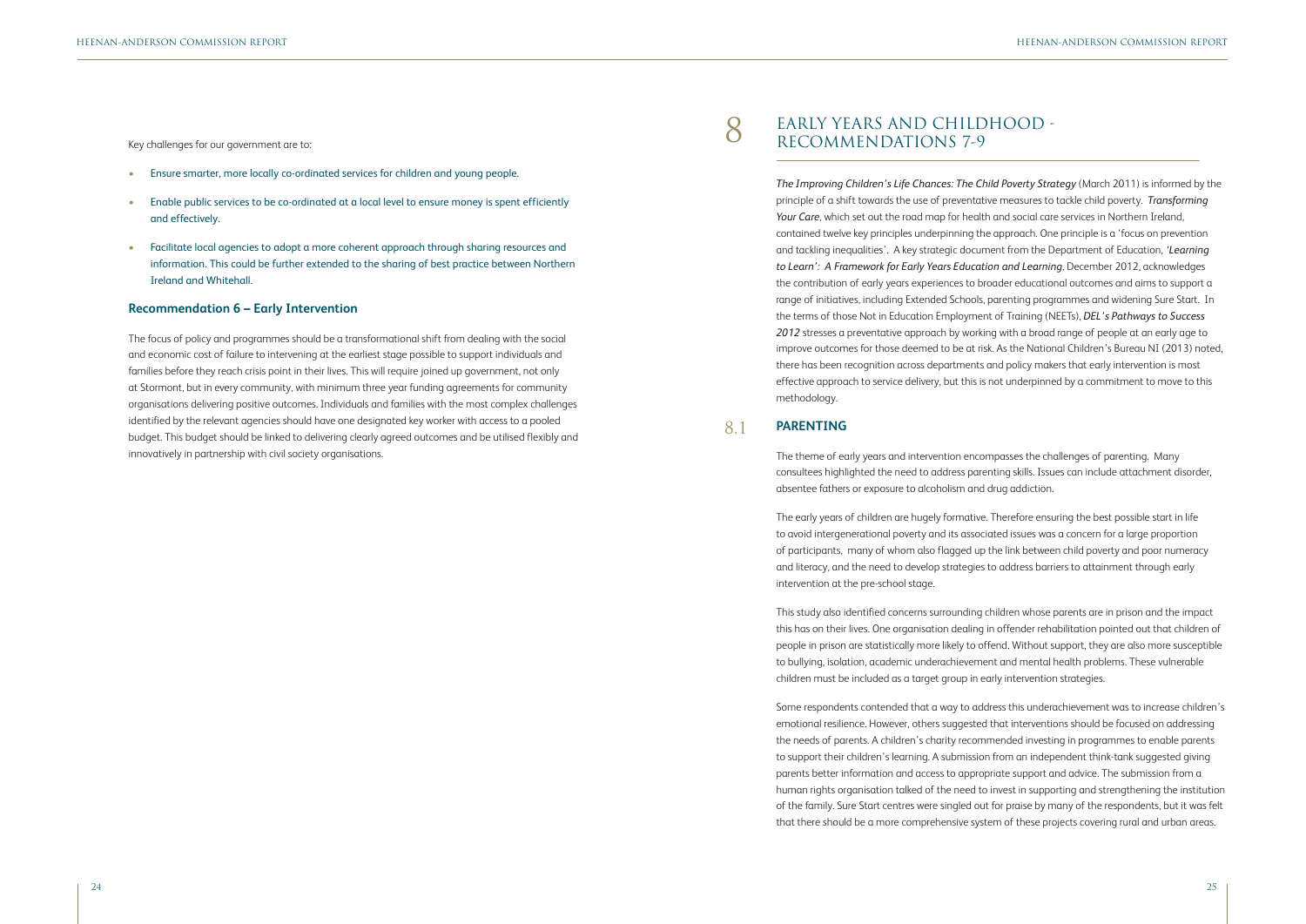Key challenges for our government are to:

- Ensure smarter, more locally co-ordinated services for children and young people.
- Enable public services to be co-ordinated at a local level to ensure money is spent efficiently and effectively.
- Facilitate local agencies to adopt a more coherent approach through sharing resources and information. This could be further extended to the sharing of best practice between Northern Ireland and Whitehall.

### Recommendation 6 – Early Intervention

The focus of policy and programmes should be a transformational shift from dealing with the social and economic cost of failure to intervening at the earliest stage possible to support individuals and families before they reach crisis point in their lives. This will require joined up government, not only at Stormont, but in every community, with minimum three year funding agreements for community organisations delivering positive outcomes. Individuals and families with the most complex challenges identified by the relevant agencies should have one designated key worker with access to a pooled budget. This budget should be linked to delivering clearly agreed outcomes and be utilised flexibly and innovatively in partnership with civil society organisations.

# 8 EARLY YEARS AND CHILDHOOD - RECOMMENDATIONS 7-9

*The Improving Children's Life Chances: The Child Poverty Strategy* (March 2011) is informed by the principle of a shift towards the use of preventative measures to tackle child poverty. *Transforming Your Care*, which set out the road map for health and social care services in Northern Ireland, contained twelve key principles underpinning the approach. One principle is a 'focus on prevention and tackling inequalities'. A key strategic document from the Department of Education, *'Learning to Learn': A Framework for Early Years Education and Learning*, December 2012, acknowledges the contribution of early years experiences to broader educational outcomes and aims to support a range of initiatives, including Extended Schools, parenting programmes and widening Sure Start. In the terms of those Not in Education Employment of Training (NEETs), ***DEL's Pathways to Success 2012*** stresses a preventative approach by working with a broad range of people at an early age to improve outcomes for those deemed to be at risk. As the National Children's Bureau NI (2013) noted, there has been recognition across departments and policy makers that early intervention is most effective approach to service delivery, but this is not underpinned by a commitment to move to this methodology.

## 8.1 PARENTING

The theme of early years and intervention encompasses the challenges of parenting. Many consultees highlighted the need to address parenting skills. Issues can include attachment disorder, absentee fathers or exposure to alcoholism and drug addiction.

The early years of children are hugely formative. Therefore ensuring the best possible start in life to avoid intergenerational poverty and its associated issues was a concern for a large proportion of participants, many of whom also flagged up the link between child poverty and poor numeracy and literacy, and the need to develop strategies to address barriers to attainment through early intervention at the pre-school stage.

This study also identified concerns surrounding children whose parents are in prison and the impact this has on their lives. One organisation dealing in offender rehabilitation pointed out that children of people in prison are statistically more likely to offend. Without support, they are also more susceptible to bullying, isolation, academic underachievement and mental health problems. These vulnerable children must be included as a target group in early intervention strategies.

Some respondents contended that a way to address this underachievement was to increase children's emotional resilience. However, others suggested that interventions should be focused on addressing the needs of parents. A children's charity recommended investing in programmes to enable parents to support their children's learning. A submission from an independent think-tank suggested giving parents better information and access to appropriate support and advice. The submission from a human rights organisation talked of the need to invest in supporting and strengthening the institution of the family. Sure Start centres were singled out for praise by many of the respondents, but it was felt that there should be a more comprehensive system of these projects covering rural and urban areas.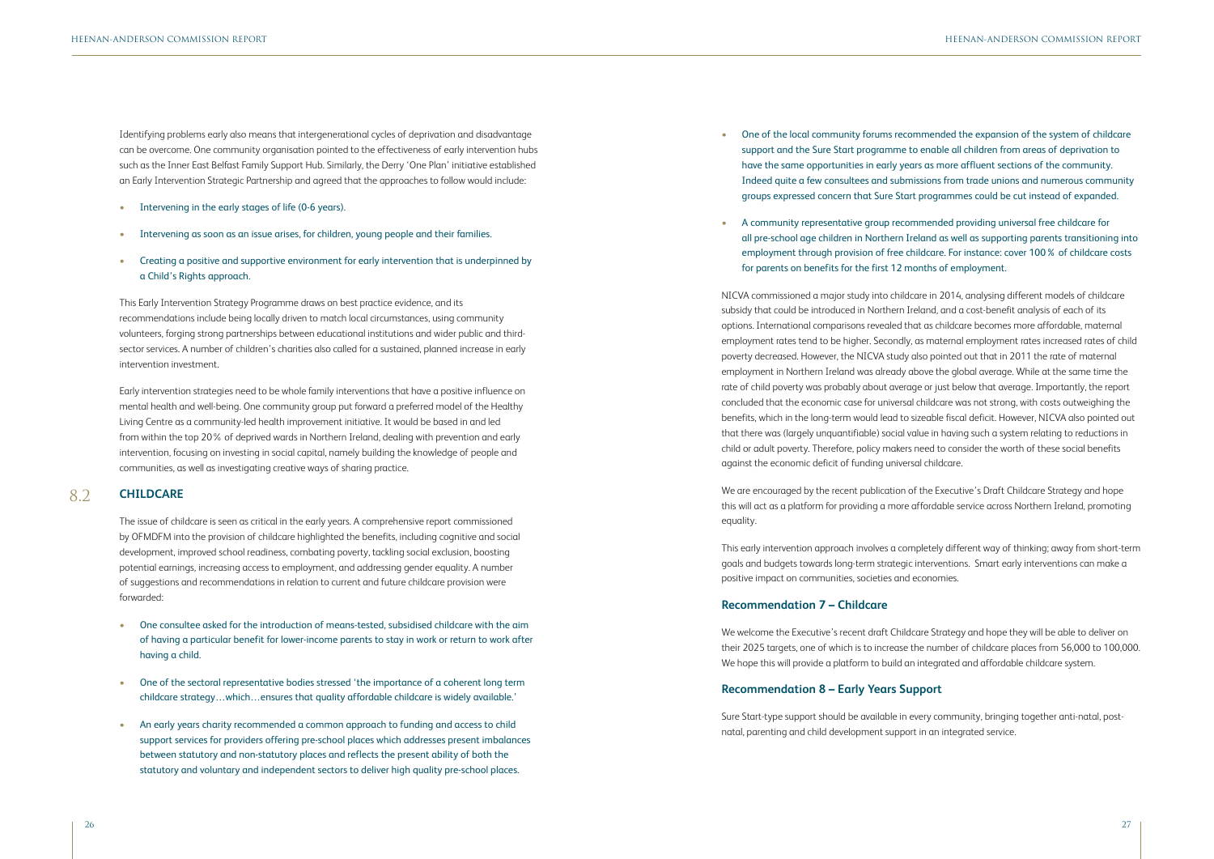Identifying problems early also means that intergenerational cycles of deprivation and disadvantage can be overcome. One community organisation pointed to the effectiveness of early intervention hubs such as the Inner East Belfast Family Support Hub. Similarly, the Derry 'One Plan' initiative established an Early Intervention Strategic Partnership and agreed that the approaches to follow would include:

- Intervening in the early stages of life (0-6 years).
- Intervening as soon as an issue arises, for children, young people and their families.
- Creating a positive and supportive environment for early intervention that is underpinned by a Child's Rights approach.

This Early Intervention Strategy Programme draws on best practice evidence, and its recommendations include being locally driven to match local circumstances, using community volunteers, forging strong partnerships between educational institutions and wider public and third-sector services. A number of children's charities also called for a sustained, planned increase in early intervention investment.

Early intervention strategies need to be whole family interventions that have a positive influence on mental health and well-being. One community group put forward a preferred model of the Healthy Living Centre as a community-led health improvement initiative. It would be based in and led from within the top 20% of deprived wards in Northern Ireland, dealing with prevention and early intervention, focusing on investing in social capital, namely building the knowledge of people and communities, as well as investigating creative ways of sharing practice.

## 8.2 CHILDCARE

The issue of childcare is seen as critical in the early years. A comprehensive report commissioned by OFMDFM into the provision of childcare highlighted the benefits, including cognitive and social development, improved school readiness, combating poverty, tackling social exclusion, boosting potential earnings, increasing access to employment, and addressing gender equality. A number of suggestions and recommendations in relation to current and future childcare provision were forwarded:

- One consultee asked for the introduction of means-tested, subsidised childcare with the aim of having a particular benefit for lower-income parents to stay in work or return to work after having a child.
- One of the sectoral representative bodies stressed 'the importance of a coherent long term childcare strategy…which…ensures that quality affordable childcare is widely available.'
- An early years charity recommended a common approach to funding and access to child support services for providers offering pre-school places which addresses present imbalances between statutory and non-statutory places and reflects the present ability of both the statutory and voluntary and independent sectors to deliver high quality pre-school places.
- One of the local community forums recommended the expansion of the system of childcare support and the Sure Start programme to enable all children from areas of deprivation to have the same opportunities in early years as more affluent sections of the community. Indeed quite a few consultees and submissions from trade unions and numerous community groups expressed concern that Sure Start programmes could be cut instead of expanded.
- A community representative group recommended providing universal free childcare for all pre-school age children in Northern Ireland as well as supporting parents transitioning into employment through provision of free childcare. For instance: cover 100% of childcare costs for parents on benefits for the first 12 months of employment.

NICVA commissioned a major study into childcare in 2014, analysing different models of childcare subsidy that could be introduced in Northern Ireland, and a cost-benefit analysis of each of its options. International comparisons revealed that as childcare becomes more affordable, maternal employment rates tend to be higher. Secondly, as maternal employment rates increased rates of child poverty decreased. However, the NICVA study also pointed out that in 2011 the rate of maternal employment in Northern Ireland was already above the global average. While at the same time the rate of child poverty was probably about average or just below that average. Importantly, the report concluded that the economic case for universal childcare was not strong, with costs outweighing the benefits, which in the long-term would lead to sizeable fiscal deficit. However, NICVA also pointed out that there was (largely unquantifiable) social value in having such a system relating to reductions in child or adult poverty. Therefore, policy makers need to consider the worth of these social benefits against the economic deficit of funding universal childcare.

We are encouraged by the recent publication of the Executive's Draft Childcare Strategy and hope this will act as a platform for providing a more affordable service across Northern Ireland, promoting equality.

This early intervention approach involves a completely different way of thinking; away from short-term goals and budgets towards long-term strategic interventions. Smart early interventions can make a positive impact on communities, societies and economies.

### Recommendation 7 – Childcare

We welcome the Executive's recent draft Childcare Strategy and hope they will be able to deliver on their 2025 targets, one of which is to increase the number of childcare places from 56,000 to 100,000. We hope this will provide a platform to build an integrated and affordable childcare system.

### Recommendation 8 – Early Years Support

Sure Start-type support should be available in every community, bringing together anti-natal, post-natal, parenting and child development support in an integrated service.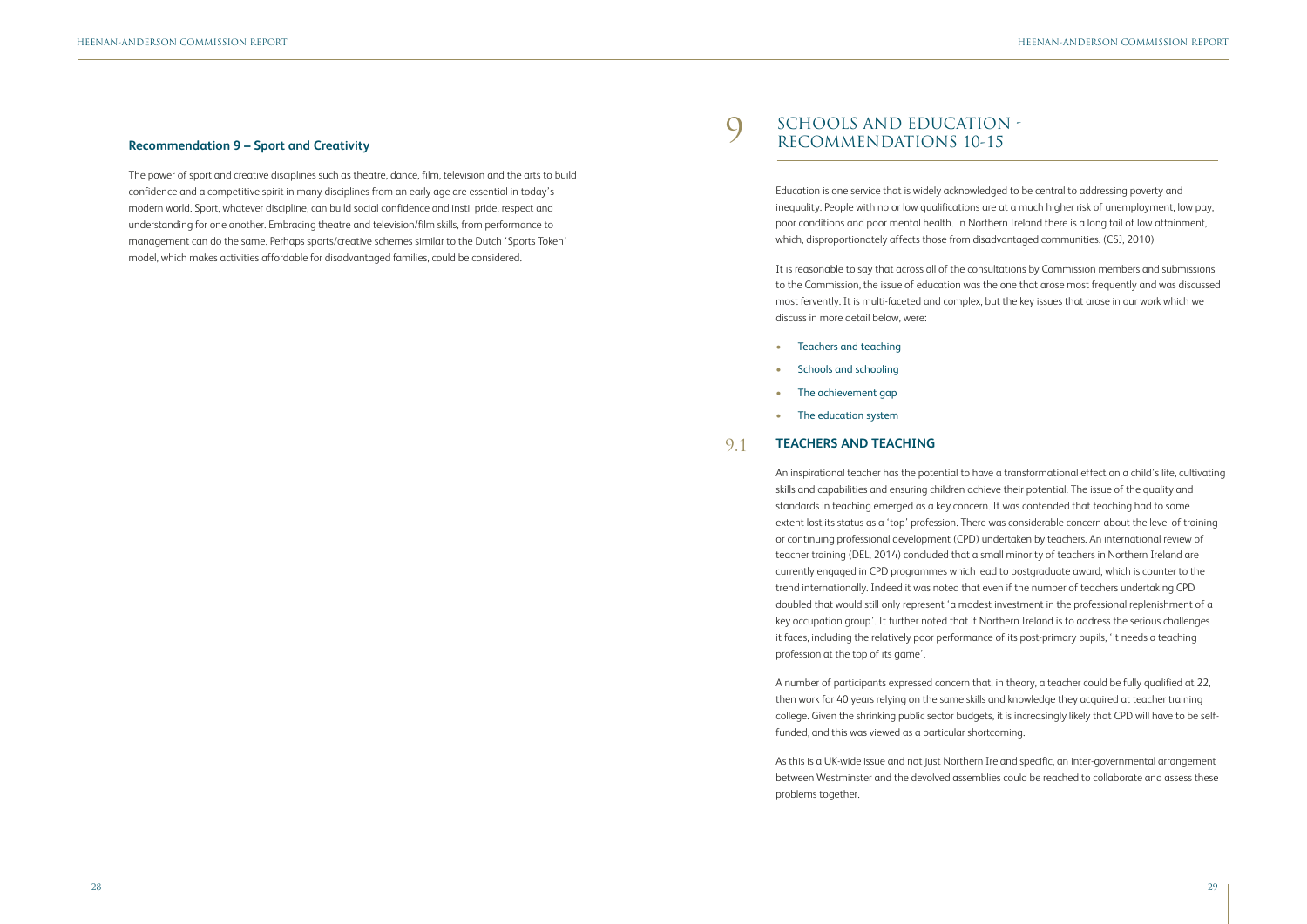### Recommendation 9 – Sport and Creativity

The power of sport and creative disciplines such as theatre, dance, film, television and the arts to build confidence and a competitive spirit in many disciplines from an early age are essential in today's modern world. Sport, whatever discipline, can build social confidence and instil pride, respect and understanding for one another. Embracing theatre and television/film skills, from performance to management can do the same. Perhaps sports/creative schemes similar to the Dutch 'Sports Token' model, which makes activities affordable for disadvantaged families, could be considered.

# 9 SCHOOLS AND EDUCATION - RECOMMENDATIONS 10-15

Education is one service that is widely acknowledged to be central to addressing poverty and inequality. People with no or low qualifications are at a much higher risk of unemployment, low pay, poor conditions and poor mental health. In Northern Ireland there is a long tail of low attainment, which, disproportionately affects those from disadvantaged communities. (CSJ, 2010)

It is reasonable to say that across all of the consultations by Commission members and submissions to the Commission, the issue of education was the one that arose most frequently and was discussed most fervently. It is multi-faceted and complex, but the key issues that arose in our work which we discuss in more detail below, were:

- Teachers and teaching
- Schools and schooling
- The achievement gap
- The education system

## 9.1 TEACHERS AND TEACHING

An inspirational teacher has the potential to have a transformational effect on a child's life, cultivating skills and capabilities and ensuring children achieve their potential. The issue of the quality and standards in teaching emerged as a key concern. It was contended that teaching had to some extent lost its status as a 'top' profession. There was considerable concern about the level of training or continuing professional development (CPD) undertaken by teachers. An international review of teacher training (DEL, 2014) concluded that a small minority of teachers in Northern Ireland are currently engaged in CPD programmes which lead to postgraduate award, which is counter to the trend internationally. Indeed it was noted that even if the number of teachers undertaking CPD doubled that would still only represent 'a modest investment in the professional replenishment of a key occupation group'. It further noted that if Northern Ireland is to address the serious challenges it faces, including the relatively poor performance of its post-primary pupils, 'it needs a teaching profession at the top of its game'.

A number of participants expressed concern that, in theory, a teacher could be fully qualified at 22, then work for 40 years relying on the same skills and knowledge they acquired at teacher training college. Given the shrinking public sector budgets, it is increasingly likely that CPD will have to be self-funded, and this was viewed as a particular shortcoming.

As this is a UK-wide issue and not just Northern Ireland specific, an inter-governmental arrangement between Westminster and the devolved assemblies could be reached to collaborate and assess these problems together.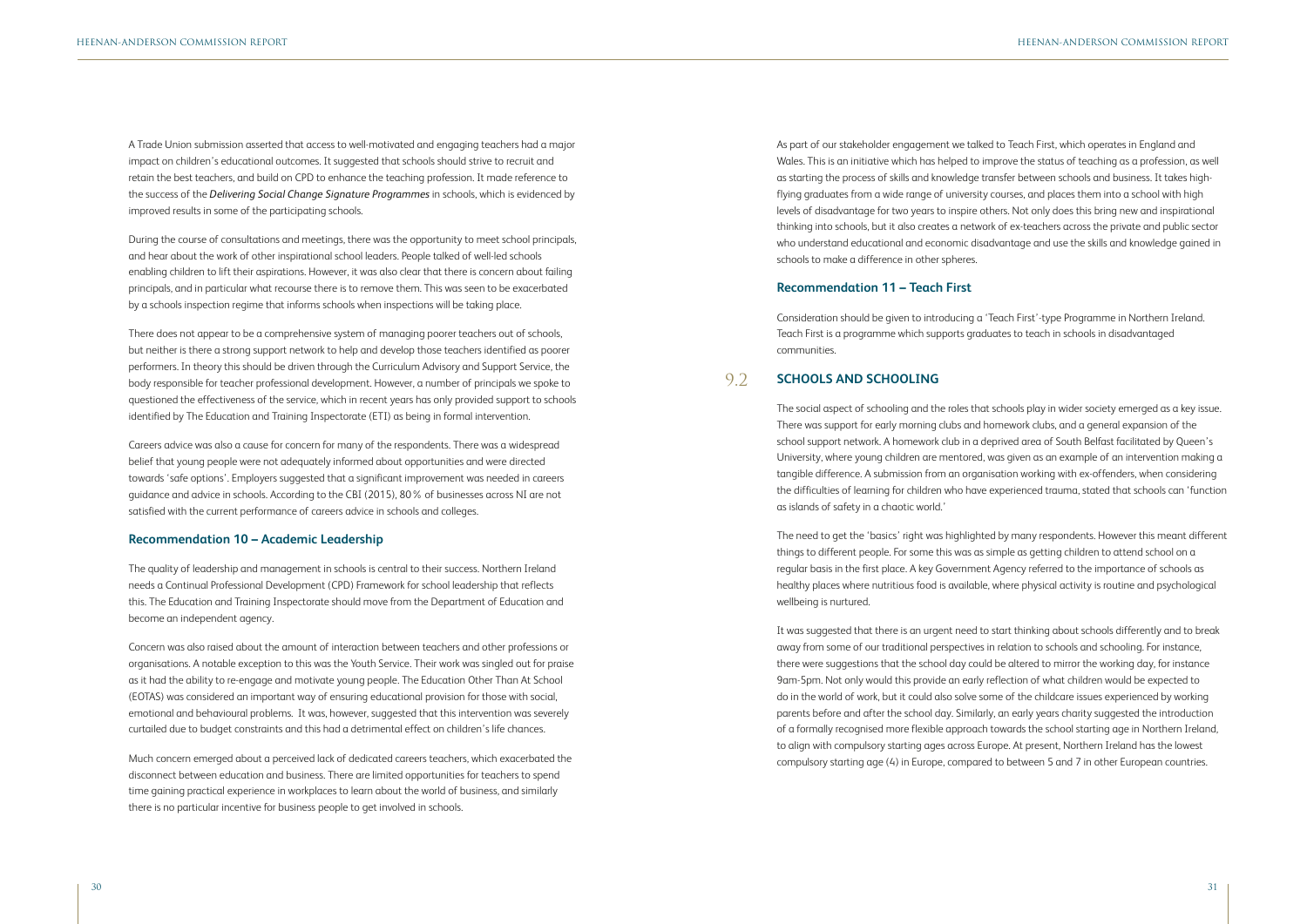A Trade Union submission asserted that access to well-motivated and engaging teachers had a major impact on children's educational outcomes. It suggested that schools should strive to recruit and retain the best teachers, and build on CPD to enhance the teaching profession. It made reference to the success of the *Delivering Social Change Signature Programmes* in schools, which is evidenced by improved results in some of the participating schools.

During the course of consultations and meetings, there was the opportunity to meet school principals, and hear about the work of other inspirational school leaders. People talked of well-led schools enabling children to lift their aspirations. However, it was also clear that there is concern about failing principals, and in particular what recourse there is to remove them. This was seen to be exacerbated by a schools inspection regime that informs schools when inspections will be taking place.

There does not appear to be a comprehensive system of managing poorer teachers out of schools, but neither is there a strong support network to help and develop those teachers identified as poorer performers. In theory this should be driven through the Curriculum Advisory and Support Service, the body responsible for teacher professional development. However, a number of principals we spoke to questioned the effectiveness of the service, which in recent years has only provided support to schools identified by The Education and Training Inspectorate (ETI) as being in formal intervention.

Careers advice was also a cause for concern for many of the respondents. There was a widespread belief that young people were not adequately informed about opportunities and were directed towards 'safe options'. Employers suggested that a significant improvement was needed in careers guidance and advice in schools. According to the CBI (2015), 80% of businesses across NI are not satisfied with the current performance of careers advice in schools and colleges.

### Recommendation 10 – Academic Leadership

The quality of leadership and management in schools is central to their success. Northern Ireland needs a Continual Professional Development (CPD) Framework for school leadership that reflects this. The Education and Training Inspectorate should move from the Department of Education and become an independent agency.

Concern was also raised about the amount of interaction between teachers and other professions or organisations. A notable exception to this was the Youth Service. Their work was singled out for praise as it had the ability to re-engage and motivate young people. The Education Other Than At School (EOTAS) was considered an important way of ensuring educational provision for those with social, emotional and behavioural problems. It was, however, suggested that this intervention was severely curtailed due to budget constraints and this had a detrimental effect on children's life chances.

Much concern emerged about a perceived lack of dedicated careers teachers, which exacerbated the disconnect between education and business. There are limited opportunities for teachers to spend time gaining practical experience in workplaces to learn about the world of business, and similarly there is no particular incentive for business people to get involved in schools.

As part of our stakeholder engagement we talked to Teach First, which operates in England and Wales. This is an initiative which has helped to improve the status of teaching as a profession, as well as starting the process of skills and knowledge transfer between schools and business. It takes high-flying graduates from a wide range of university courses, and places them into a school with high levels of disadvantage for two years to inspire others. Not only does this bring new and inspirational thinking into schools, but it also creates a network of ex-teachers across the private and public sector who understand educational and economic disadvantage and use the skills and knowledge gained in schools to make a difference in other spheres.

### Recommendation 11 – Teach First

Consideration should be given to introducing a 'Teach First'-type Programme in Northern Ireland. Teach First is a programme which supports graduates to teach in schools in disadvantaged communities.

## 9.2 SCHOOLS AND SCHOOLING

The social aspect of schooling and the roles that schools play in wider society emerged as a key issue. There was support for early morning clubs and homework clubs, and a general expansion of the school support network. A homework club in a deprived area of South Belfast facilitated by Queen's University, where young children are mentored, was given as an example of an intervention making a tangible difference. A submission from an organisation working with ex-offenders, when considering the difficulties of learning for children who have experienced trauma, stated that schools can 'function as islands of safety in a chaotic world.'

The need to get the 'basics' right was highlighted by many respondents. However this meant different things to different people. For some this was as simple as getting children to attend school on a regular basis in the first place. A key Government Agency referred to the importance of schools as healthy places where nutritious food is available, where physical activity is routine and psychological wellbeing is nurtured.

It was suggested that there is an urgent need to start thinking about schools differently and to break away from some of our traditional perspectives in relation to schools and schooling. For instance, there were suggestions that the school day could be altered to mirror the working day, for instance 9am-5pm. Not only would this provide an early reflection of what children would be expected to do in the world of work, but it could also solve some of the childcare issues experienced by working parents before and after the school day. Similarly, an early years charity suggested the introduction of a formally recognised more flexible approach towards the school starting age in Northern Ireland, to align with compulsory starting ages across Europe. At present, Northern Ireland has the lowest compulsory starting age (4) in Europe, compared to between 5 and 7 in other European countries.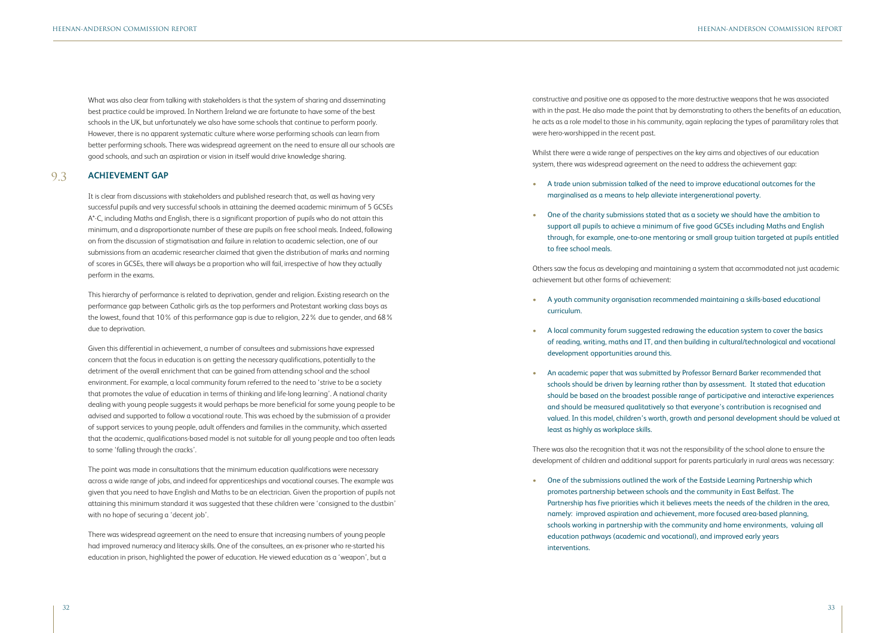What was also clear from talking with stakeholders is that the system of sharing and disseminating best practice could be improved. In Northern Ireland we are fortunate to have some of the best schools in the UK, but unfortunately we also have some schools that continue to perform poorly. However, there is no apparent systematic culture where worse performing schools can learn from better performing schools. There was widespread agreement on the need to ensure all our schools are good schools, and such an aspiration or vision in itself would drive knowledge sharing.

## 9.3 ACHIEVEMENT GAP

It is clear from discussions with stakeholders and published research that, as well as having very successful pupils and very successful schools in attaining the deemed academic minimum of 5 GCSEs A*-C, including Maths and English, there is a significant proportion of pupils who do not attain this minimum, and a disproportionate number of these are pupils on free school meals. Indeed, following on from the discussion of stigmatisation and failure in relation to academic selection, one of our submissions from an academic researcher claimed that given the distribution of marks and norming of scores in GCSEs, there will always be a proportion who will fail, irrespective of how they actually perform in the exams.

This hierarchy of performance is related to deprivation, gender and religion. Existing research on the performance gap between Catholic girls as the top performers and Protestant working class boys as the lowest, found that 10% of this performance gap is due to religion, 22% due to gender, and 68% due to deprivation.

Given this differential in achievement, a number of consultees and submissions have expressed concern that the focus in education is on getting the necessary qualifications, potentially to the detriment of the overall enrichment that can be gained from attending school and the school environment. For example, a local community forum referred to the need to 'strive to be a society that promotes the value of education in terms of thinking and life-long learning'. A national charity dealing with young people suggests it would perhaps be more beneficial for some young people to be advised and supported to follow a vocational route. This was echoed by the submission of a provider of support services to young people, adult offenders and families in the community, which asserted that the academic, qualifications-based model is not suitable for all young people and too often leads to some 'falling through the cracks'.

The point was made in consultations that the minimum education qualifications were necessary across a wide range of jobs, and indeed for apprenticeships and vocational courses. The example was given that you need to have English and Maths to be an electrician. Given the proportion of pupils not attaining this minimum standard it was suggested that these children were 'consigned to the dustbin' with no hope of securing a 'decent job'.

There was widespread agreement on the need to ensure that increasing numbers of young people had improved numeracy and literacy skills. One of the consultees, an ex-prisoner who re-started his education in prison, highlighted the power of education. He viewed education as a 'weapon', but a constructive and positive one as opposed to the more destructive weapons that he was associated with in the past. He also made the point that by demonstrating to others the benefits of an education, he acts as a role model to those in his community, again replacing the types of paramilitary roles that were hero-worshipped in the recent past.

Whilst there were a wide range of perspectives on the key aims and objectives of our education system, there was widespread agreement on the need to address the achievement gap:

- A trade union submission talked of the need to improve educational outcomes for the marginalised as a means to help alleviate intergenerational poverty.
- One of the charity submissions stated that as a society we should have the ambition to support all pupils to achieve a minimum of five good GCSEs including Maths and English through, for example, one-to-one mentoring or small group tuition targeted at pupils entitled to free school meals.

Others saw the focus as developing and maintaining a system that accommodated not just academic achievement but other forms of achievement:

- A youth community organisation recommended maintaining a skills-based educational curriculum.
- A local community forum suggested redrawing the education system to cover the basics of reading, writing, maths and IT, and then building in cultural/technological and vocational development opportunities around this.
- An academic paper that was submitted by Professor Bernard Barker recommended that schools should be driven by learning rather than by assessment. It stated that education should be based on the broadest possible range of participative and interactive experiences and should be measured qualitatively so that everyone's contribution is recognised and valued. In this model, children's worth, growth and personal development should be valued at least as highly as workplace skills.

There was also the recognition that it was not the responsibility of the school alone to ensure the development of children and additional support for parents particularly in rural areas was necessary:

- One of the submissions outlined the work of the Eastside Learning Partnership which promotes partnership between schools and the community in East Belfast. The Partnership has five priorities which it believes meets the needs of the children in the area, namely: improved aspiration and achievement, more focused area-based planning, schools working in partnership with the community and home environments, valuing all education pathways (academic and vocational), and improved early years interventions.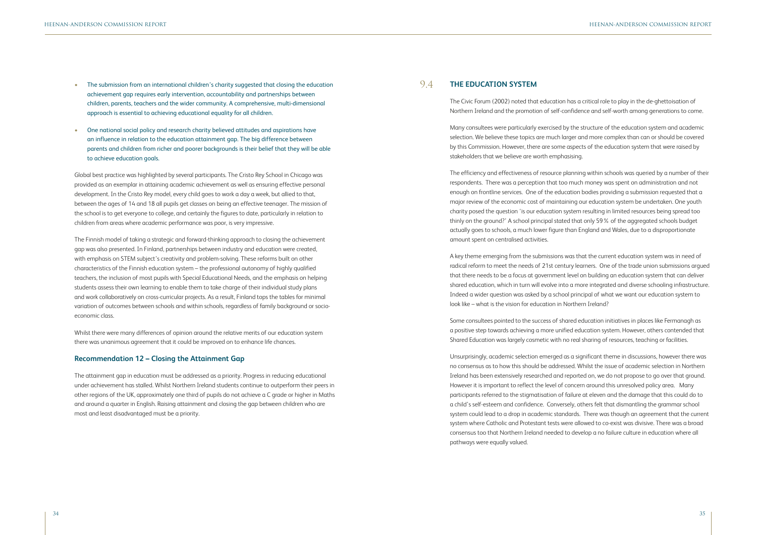- The submission from an international children's charity suggested that closing the education achievement gap requires early intervention, accountability and partnerships between children, parents, teachers and the wider community. A comprehensive, multi-dimensional approach is essential to achieving educational equality for all children.
- One national social policy and research charity believed attitudes and aspirations have an influence in relation to the education attainment gap. The big difference between parents and children from richer and poorer backgrounds is their belief that they will be able to achieve education goals.

Global best practice was highlighted by several participants. The Cristo Rey School in Chicago was provided as an exemplar in attaining academic achievement as well as ensuring effective personal development. In the Cristo Rey model, every child goes to work a day a week, but allied to that, between the ages of 14 and 18 all pupils get classes on being an effective teenager. The mission of the school is to get everyone to college, and certainly the figures to date, particularly in relation to children from areas where academic performance was poor, is very impressive.

The Finnish model of taking a strategic and forward-thinking approach to closing the achievement gap was also presented. In Finland, partnerships between industry and education were created, with emphasis on STEM subject's creativity and problem-solving. These reforms built on other characteristics of the Finnish education system – the professional autonomy of highly qualified teachers, the inclusion of most pupils with Special Educational Needs, and the emphasis on helping students assess their own learning to enable them to take charge of their individual study plans and work collaboratively on cross-curricular projects. As a result, Finland tops the tables for minimal variation of outcomes between schools and within schools, regardless of family background or socio-economic class.

Whilst there were many differences of opinion around the relative merits of our education system there was unanimous agreement that it could be improved on to enhance life chances.

### Recommendation 12 – Closing the Attainment Gap

The attainment gap in education must be addressed as a priority. Progress in reducing educational under achievement has stalled. Whilst Northern Ireland students continue to outperform their peers in other regions of the UK, approximately one third of pupils do not achieve a C grade or higher in Maths and around a quarter in English. Raising attainment and closing the gap between children who are most and least disadvantaged must be a priority.

## 9.4 THE EDUCATION SYSTEM

The Civic Forum (2002) noted that education has a critical role to play in the de-ghettoisation of Northern Ireland and the promotion of self-confidence and self-worth among generations to come.

Many consultees were particularly exercised by the structure of the education system and academic selection. We believe these topics are much larger and more complex than can or should be covered by this Commission. However, there are some aspects of the education system that were raised by stakeholders that we believe are worth emphasising.

The efficiency and effectiveness of resource planning within schools was queried by a number of their respondents. There was a perception that too much money was spent on administration and not enough on frontline services. One of the education bodies providing a submission requested that a major review of the economic cost of maintaining our education system be undertaken. One youth charity posed the question 'is our education system resulting in limited resources being spread too thinly on the ground?' A school principal stated that only 59% of the aggregated schools budget actually goes to schools, a much lower figure than England and Wales, due to a disproportionate amount spent on centralised activities.

A key theme emerging from the submissions was that the current education system was in need of radical reform to meet the needs of 21st century learners. One of the trade union submissions argued that there needs to be a focus at government level on building an education system that can deliver shared education, which in turn will evolve into a more integrated and diverse schooling infrastructure. Indeed a wider question was asked by a school principal of what we want our education system to look like – what is the vision for education in Northern Ireland?

Some consultees pointed to the success of shared education initiatives in places like Fermanagh as a positive step towards achieving a more unified education system. However, others contended that Shared Education was largely cosmetic with no real sharing of resources, teaching or facilities.

Unsurprisingly, academic selection emerged as a significant theme in discussions, however there was no consensus as to how this should be addressed. Whilst the issue of academic selection in Northern Ireland has been extensively researched and reported on, we do not propose to go over that ground. However it is important to reflect the level of concern around this unresolved policy area. Many participants referred to the stigmatisation of failure at eleven and the damage that this could do to a child's self-esteem and confidence. Conversely, others felt that dismantling the grammar school system could lead to a drop in academic standards. There was though an agreement that the current system where Catholic and Protestant tests were allowed to co-exist was divisive. There was a broad consensus too that Northern Ireland needed to develop a no failure culture in education where all pathways were equally valued.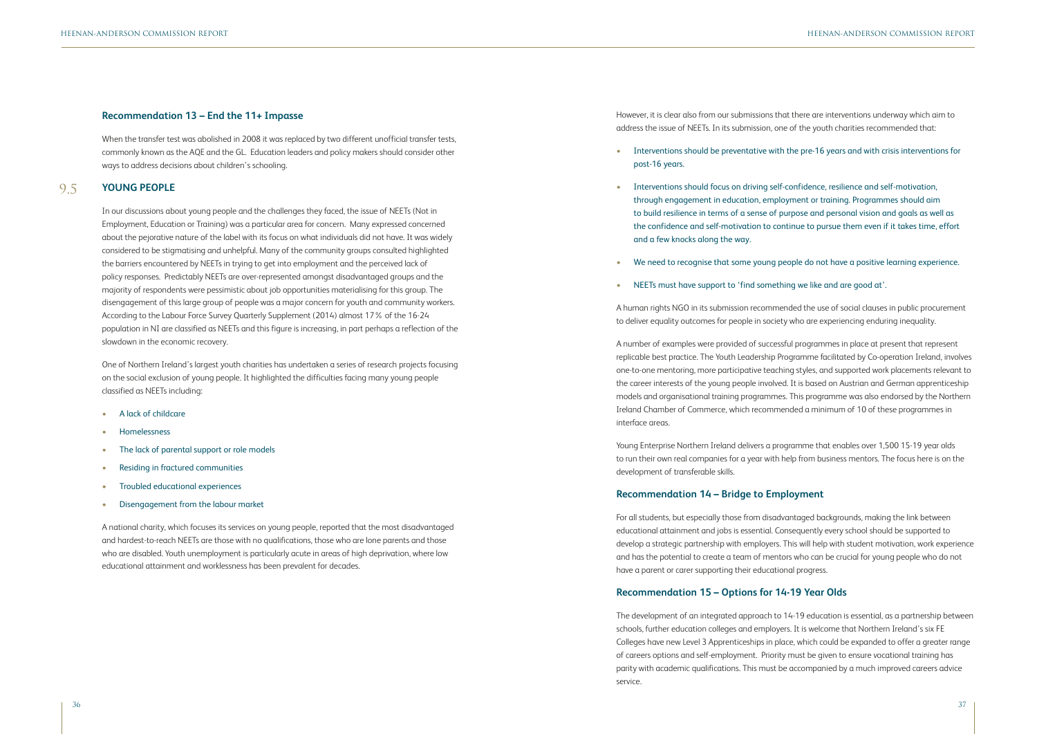### Recommendation 13 – End the 11+ Impasse

When the transfer test was abolished in 2008 it was replaced by two different unofficial transfer tests, commonly known as the AQE and the GL. Education leaders and policy makers should consider other ways to address decisions about children's schooling.

## 9.5 YOUNG PEOPLE

In our discussions about young people and the challenges they faced, the issue of NEETs (Not in Employment, Education or Training) was a particular area for concern. Many expressed concerned about the pejorative nature of the label with its focus on what individuals did not have. It was widely considered to be stigmatising and unhelpful. Many of the community groups consulted highlighted the barriers encountered by NEETs in trying to get into employment and the perceived lack of policy responses. Predictably NEETs are over-represented amongst disadvantaged groups and the majority of respondents were pessimistic about job opportunities materialising for this group. The disengagement of this large group of people was a major concern for youth and community workers. According to the Labour Force Survey Quarterly Supplement (2014) almost 17% of the 16-24 population in NI are classified as NEETs and this figure is increasing, in part perhaps a reflection of the slowdown in the economic recovery.

One of Northern Ireland's largest youth charities has undertaken a series of research projects focusing on the social exclusion of young people. It highlighted the difficulties facing many young people classified as NEETs including:

- A lack of childcare
- Homelessness
- The lack of parental support or role models
- Residing in fractured communities
- Troubled educational experiences
- Disengagement from the labour market

A national charity, which focuses its services on young people, reported that the most disadvantaged and hardest-to-reach NEETs are those with no qualifications, those who are lone parents and those who are disabled. Youth unemployment is particularly acute in areas of high deprivation, where low educational attainment and worklessness has been prevalent for decades.

However, it is clear also from our submissions that there are interventions underway which aim to address the issue of NEETs. In its submission, one of the youth charities recommended that:

- Interventions should be preventative with the pre-16 years and with crisis interventions for post-16 years.
- Interventions should focus on driving self-confidence, resilience and self-motivation, through engagement in education, employment or training. Programmes should aim to build resilience in terms of a sense of purpose and personal vision and goals as well as the confidence and self-motivation to continue to pursue them even if it takes time, effort and a few knocks along the way.
- We need to recognise that some young people do not have a positive learning experience.
- NEETs must have support to 'find something we like and are good at'.

A human rights NGO in its submission recommended the use of social clauses in public procurement to deliver equality outcomes for people in society who are experiencing enduring inequality.

A number of examples were provided of successful programmes in place at present that represent replicable best practice. The Youth Leadership Programme facilitated by Co-operation Ireland, involves one-to-one mentoring, more participative teaching styles, and supported work placements relevant to the career interests of the young people involved. It is based on Austrian and German apprenticeship models and organisational training programmes. This programme was also endorsed by the Northern Ireland Chamber of Commerce, which recommended a minimum of 10 of these programmes in interface areas.

Young Enterprise Northern Ireland delivers a programme that enables over 1,500 15-19 year olds to run their own real companies for a year with help from business mentors. The focus here is on the development of transferable skills.

### Recommendation 14 – Bridge to Employment

For all students, but especially those from disadvantaged backgrounds, making the link between educational attainment and jobs is essential. Consequently every school should be supported to develop a strategic partnership with employers. This will help with student motivation, work experience and has the potential to create a team of mentors who can be crucial for young people who do not have a parent or carer supporting their educational progress.

### Recommendation 15 – Options for 14-19 Year Olds

The development of an integrated approach to 14-19 education is essential, as a partnership between schools, further education colleges and employers. It is welcome that Northern Ireland's six FE Colleges have new Level 3 Apprenticeships in place, which could be expanded to offer a greater range of careers options and self-employment. Priority must be given to ensure vocational training has parity with academic qualifications. This must be accompanied by a much improved careers advice service.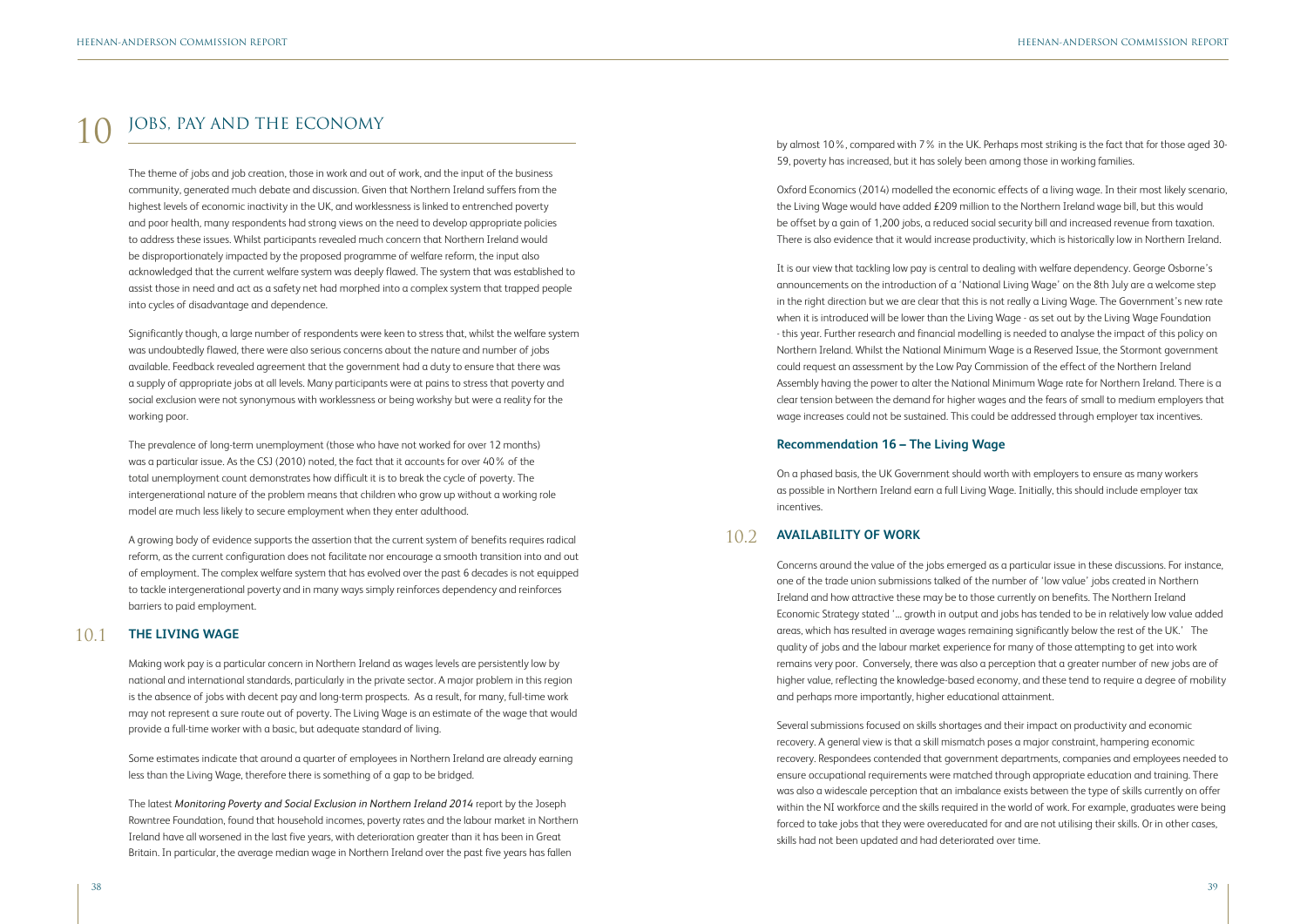# 10 JOBS, PAY AND THE ECONOMY

The theme of jobs and job creation, those in work and out of work, and the input of the business community, generated much debate and discussion. Given that Northern Ireland suffers from the highest levels of economic inactivity in the UK, and worklessness is linked to entrenched poverty and poor health, many respondents had strong views on the need to develop appropriate policies to address these issues. Whilst participants revealed much concern that Northern Ireland would be disproportionately impacted by the proposed programme of welfare reform, the input also acknowledged that the current welfare system was deeply flawed. The system that was established to assist those in need and act as a safety net had morphed into a complex system that trapped people into cycles of disadvantage and dependence.

Significantly though, a large number of respondents were keen to stress that, whilst the welfare system was undoubtedly flawed, there were also serious concerns about the nature and number of jobs available. Feedback revealed agreement that the government had a duty to ensure that there was a supply of appropriate jobs at all levels. Many participants were at pains to stress that poverty and social exclusion were not synonymous with worklessness or being workshy but were a reality for the working poor.

The prevalence of long-term unemployment (those who have not worked for over 12 months) was a particular issue. As the CSJ (2010) noted, the fact that it accounts for over 40% of the total unemployment count demonstrates how difficult it is to break the cycle of poverty. The intergenerational nature of the problem means that children who grow up without a working role model are much less likely to secure employment when they enter adulthood.

A growing body of evidence supports the assertion that the current system of benefits requires radical reform, as the current configuration does not facilitate nor encourage a smooth transition into and out of employment. The complex welfare system that has evolved over the past 6 decades is not equipped to tackle intergenerational poverty and in many ways simply reinforces dependency and reinforces barriers to paid employment.

## 10.1 THE LIVING WAGE

Making work pay is a particular concern in Northern Ireland as wages levels are persistently low by national and international standards, particularly in the private sector. A major problem in this region is the absence of jobs with decent pay and long-term prospects. As a result, for many, full-time work may not represent a sure route out of poverty. The Living Wage is an estimate of the wage that would provide a full-time worker with a basic, but adequate standard of living.

Some estimates indicate that around a quarter of employees in Northern Ireland are already earning less than the Living Wage, therefore there is something of a gap to be bridged.

The latest *Monitoring Poverty and Social Exclusion in Northern Ireland 2014* report by the Joseph Rowntree Foundation, found that household incomes, poverty rates and the labour market in Northern Ireland have all worsened in the last five years, with deterioration greater than it has been in Great Britain. In particular, the average median wage in Northern Ireland over the past five years has fallen by almost 10%, compared with 7% in the UK. Perhaps most striking is the fact that for those aged 30-59, poverty has increased, but it has solely been among those in working families.

Oxford Economics (2014) modelled the economic effects of a living wage. In their most likely scenario, the Living Wage would have added £209 million to the Northern Ireland wage bill, but this would be offset by a gain of 1,200 jobs, a reduced social security bill and increased revenue from taxation. There is also evidence that it would increase productivity, which is historically low in Northern Ireland.

It is our view that tackling low pay is central to dealing with welfare dependency. George Osborne's announcements on the introduction of a 'National Living Wage' on the 8th July are a welcome step in the right direction but we are clear that this is not really a Living Wage. The Government's new rate when it is introduced will be lower than the Living Wage - as set out by the Living Wage Foundation - this year. Further research and financial modelling is needed to analyse the impact of this policy on Northern Ireland. Whilst the National Minimum Wage is a Reserved Issue, the Stormont government could request an assessment by the Low Pay Commission of the effect of the Northern Ireland Assembly having the power to alter the National Minimum Wage rate for Northern Ireland. There is a clear tension between the demand for higher wages and the fears of small to medium employers that wage increases could not be sustained. This could be addressed through employer tax incentives.

### Recommendation 16 – The Living Wage

On a phased basis, the UK Government should worth with employers to ensure as many workers as possible in Northern Ireland earn a full Living Wage. Initially, this should include employer tax incentives.

## 10.2 AVAILABILITY OF WORK

Concerns around the value of the jobs emerged as a particular issue in these discussions. For instance, one of the trade union submissions talked of the number of 'low value' jobs created in Northern Ireland and how attractive these may be to those currently on benefits. The Northern Ireland Economic Strategy stated '... growth in output and jobs has tended to be in relatively low value added areas, which has resulted in average wages remaining significantly below the rest of the UK.' The quality of jobs and the labour market experience for many of those attempting to get into work remains very poor. Conversely, there was also a perception that a greater number of new jobs are of higher value, reflecting the knowledge-based economy, and these tend to require a degree of mobility and perhaps more importantly, higher educational attainment.

Several submissions focused on skills shortages and their impact on productivity and economic recovery. A general view is that a skill mismatch poses a major constraint, hampering economic recovery. Respondees contended that government departments, companies and employees needed to ensure occupational requirements were matched through appropriate education and training. There was also a widescale perception that an imbalance exists between the type of skills currently on offer within the NI workforce and the skills required in the world of work. For example, graduates were being forced to take jobs that they were overeducated for and are not utilising their skills. Or in other cases, skills had not been updated and had deteriorated over time.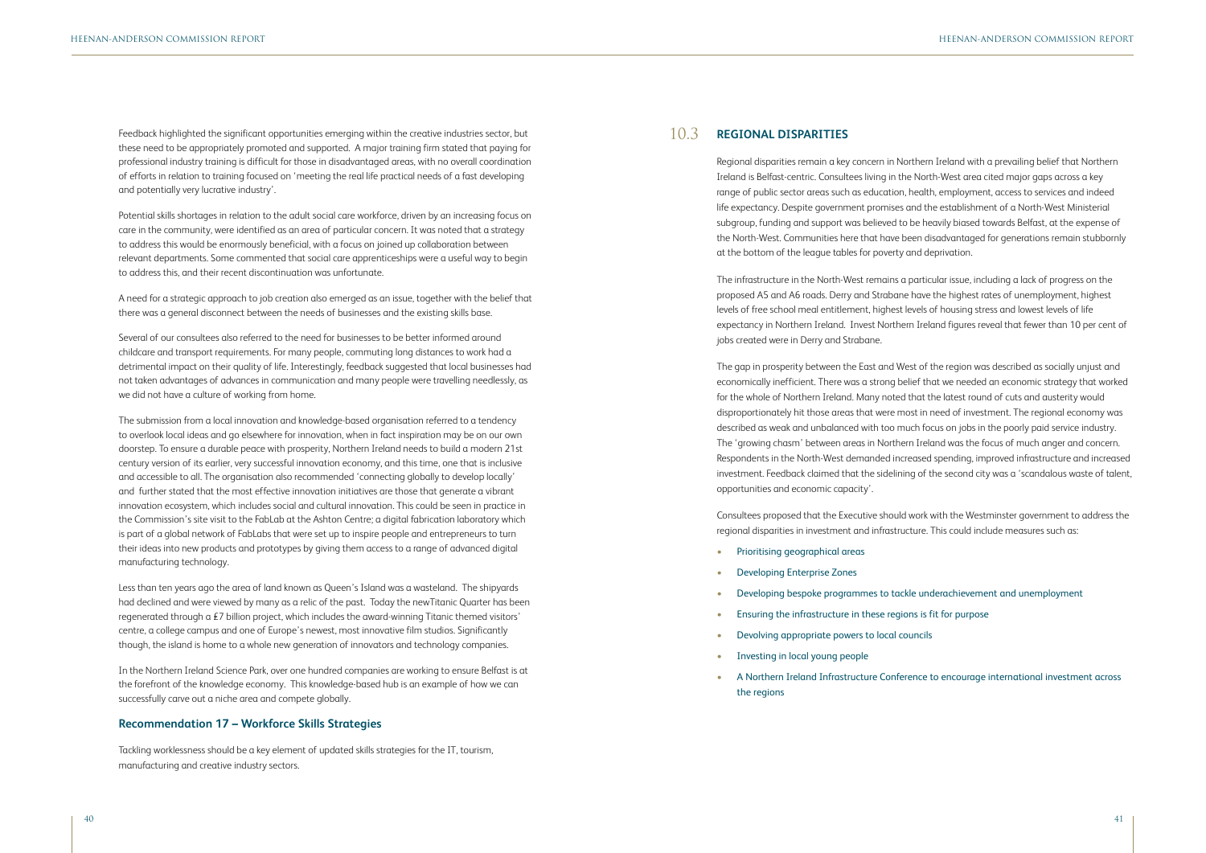Feedback highlighted the significant opportunities emerging within the creative industries sector, but these need to be appropriately promoted and supported. A major training firm stated that paying for professional industry training is difficult for those in disadvantaged areas, with no overall coordination of efforts in relation to training focused on 'meeting the real life practical needs of a fast developing and potentially very lucrative industry'.

Potential skills shortages in relation to the adult social care workforce, driven by an increasing focus on care in the community, were identified as an area of particular concern. It was noted that a strategy to address this would be enormously beneficial, with a focus on joined up collaboration between relevant departments. Some commented that social care apprenticeships were a useful way to begin to address this, and their recent discontinuation was unfortunate.

A need for a strategic approach to job creation also emerged as an issue, together with the belief that there was a general disconnect between the needs of businesses and the existing skills base.

Several of our consultees also referred to the need for businesses to be better informed around childcare and transport requirements. For many people, commuting long distances to work had a detrimental impact on their quality of life. Interestingly, feedback suggested that local businesses had not taken advantages of advances in communication and many people were travelling needlessly, as we did not have a culture of working from home.

The submission from a local innovation and knowledge-based organisation referred to a tendency to overlook local ideas and go elsewhere for innovation, when in fact inspiration may be on our own doorstep. To ensure a durable peace with prosperity, Northern Ireland needs to build a modern 21st century version of its earlier, very successful innovation economy, and this time, one that is inclusive and accessible to all. The organisation also recommended 'connecting globally to develop locally' and further stated that the most effective innovation initiatives are those that generate a vibrant innovation ecosystem, which includes social and cultural innovation. This could be seen in practice in the Commission's site visit to the FabLab at the Ashton Centre; a digital fabrication laboratory which is part of a global network of FabLabs that were set up to inspire people and entrepreneurs to turn their ideas into new products and prototypes by giving them access to a range of advanced digital manufacturing technology.

Less than ten years ago the area of land known as Queen's Island was a wasteland. The shipyards had declined and were viewed by many as a relic of the past. Today the newTitanic Quarter has been regenerated through a £7 billion project, which includes the award-winning Titanic themed visitors' centre, a college campus and one of Europe's newest, most innovative film studios. Significantly though, the island is home to a whole new generation of innovators and technology companies.

In the Northern Ireland Science Park, over one hundred companies are working to ensure Belfast is at the forefront of the knowledge economy. This knowledge-based hub is an example of how we can successfully carve out a niche area and compete globally.

### Recommendation 17 – Workforce Skills Strategies

Tackling worklessness should be a key element of updated skills strategies for the IT, tourism, manufacturing and creative industry sectors.

## 10.3 REGIONAL DISPARITIES

Regional disparities remain a key concern in Northern Ireland with a prevailing belief that Northern Ireland is Belfast-centric. Consultees living in the North-West area cited major gaps across a key range of public sector areas such as education, health, employment, access to services and indeed life expectancy. Despite government promises and the establishment of a North-West Ministerial subgroup, funding and support was believed to be heavily biased towards Belfast, at the expense of the North-West. Communities here that have been disadvantaged for generations remain stubbornly at the bottom of the league tables for poverty and deprivation.

The infrastructure in the North-West remains a particular issue, including a lack of progress on the proposed A5 and A6 roads. Derry and Strabane have the highest rates of unemployment, highest levels of free school meal entitlement, highest levels of housing stress and lowest levels of life expectancy in Northern Ireland. Invest Northern Ireland figures reveal that fewer than 10 per cent of jobs created were in Derry and Strabane.

The gap in prosperity between the East and West of the region was described as socially unjust and economically inefficient. There was a strong belief that we needed an economic strategy that worked for the whole of Northern Ireland. Many noted that the latest round of cuts and austerity would disproportionately hit those areas that were most in need of investment. The regional economy was described as weak and unbalanced with too much focus on jobs in the poorly paid service industry. The 'growing chasm' between areas in Northern Ireland was the focus of much anger and concern. Respondents in the North-West demanded increased spending, improved infrastructure and increased investment. Feedback claimed that the sidelining of the second city was a 'scandalous waste of talent, opportunities and economic capacity'.

Consultees proposed that the Executive should work with the Westminster government to address the regional disparities in investment and infrastructure. This could include measures such as:

- Prioritising geographical areas
- Developing Enterprise Zones
- Developing bespoke programmes to tackle underachievement and unemployment
- Ensuring the infrastructure in these regions is fit for purpose
- Devolving appropriate powers to local councils
- Investing in local young people
- A Northern Ireland Infrastructure Conference to encourage international investment across the regions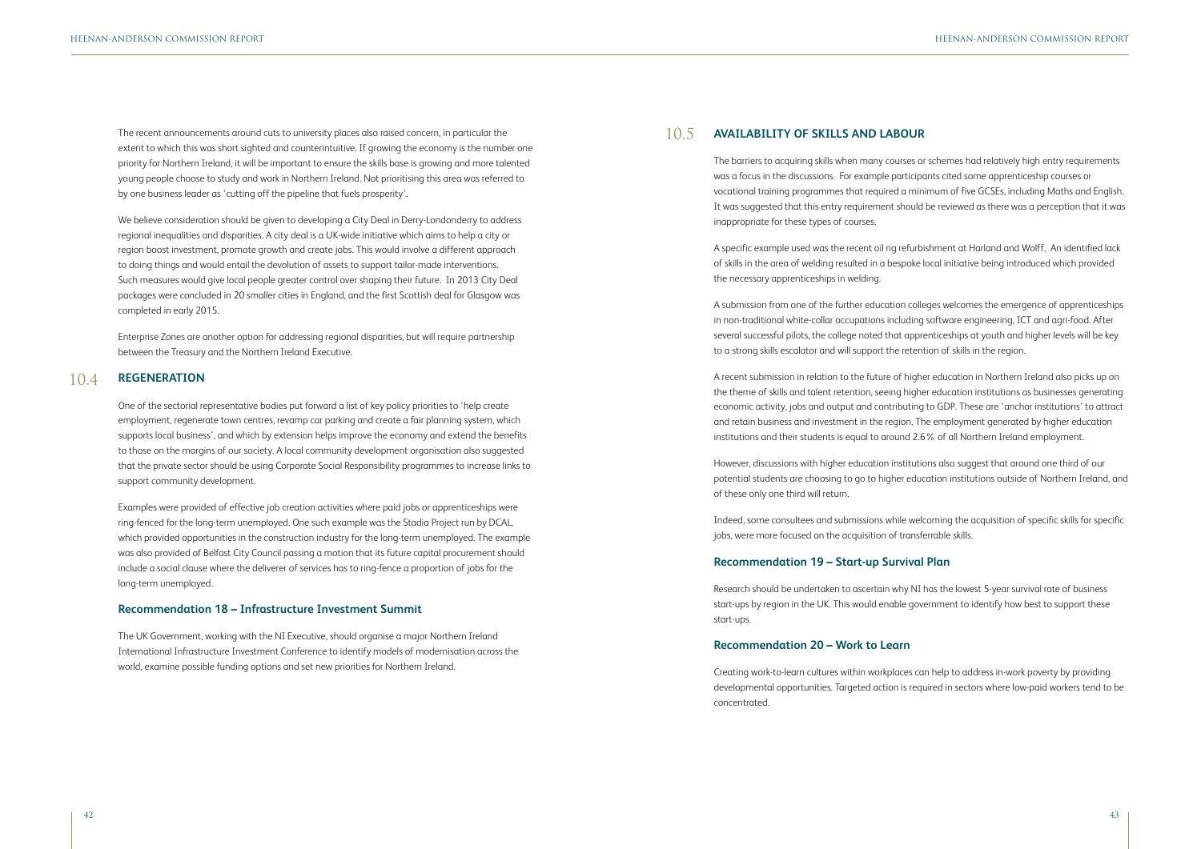The recent announcements around cuts to university places also raised concern, in particular the extent to which this was short sighted and counterintuitive. If growing the economy is the number one priority for Northern Ireland, it will be important to ensure the skills base is growing and more talented young people choose to study and work in Northern Ireland. Not prioritising this area was referred to by one business leader as 'cutting off the pipeline that fuels prosperity'.

We believe consideration should be given to developing a City Deal in Derry-Londonderry to address regional inequalities and disparities. A city deal is a UK-wide initiative which aims to help a city or region boost investment, promote growth and create jobs. This would involve a different approach to doing things and would entail the devolution of assets to support tailor-made interventions. Such measures would give local people greater control over shaping their future. In 2013 City Deal packages were concluded in 20 smaller cities in England, and the first Scottish deal for Glasgow was completed in early 2015.

Enterprise Zones are another option for addressing regional disparities, but will require partnership between the Treasury and the Northern Ireland Executive.

## 10.4 REGENERATION

One of the sectorial representative bodies put forward a list of key policy priorities to 'help create employment, regenerate town centres, revamp car parking and create a fair planning system, which supports local business', and which by extension helps improve the economy and extend the benefits to those on the margins of our society. A local community development organisation also suggested that the private sector should be using Corporate Social Responsibility programmes to increase links to support community development.

Examples were provided of effective job creation activities where paid jobs or apprenticeships were ring-fenced for the long-term unemployed. One such example was the Stadia Project run by DCAL, which provided opportunities in the construction industry for the long-term unemployed. The example was also provided of Belfast City Council passing a motion that its future capital procurement should include a social clause where the deliverer of services has to ring-fence a proportion of jobs for the long-term unemployed.

### Recommendation 18 – Infrastructure Investment Summit

The UK Government, working with the NI Executive, should organise a major Northern Ireland International Infrastructure Investment Conference to identify models of modernisation across the world, examine possible funding options and set new priorities for Northern Ireland.

## 10.5 AVAILABILITY OF SKILLS AND LABOUR

The barriers to acquiring skills when many courses or schemes had relatively high entry requirements was a focus in the discussions. For example participants cited some apprenticeship courses or vocational training programmes that required a minimum of five GCSEs, including Maths and English. It was suggested that this entry requirement should be reviewed as there was a perception that it was inappropriate for these types of courses.

A specific example used was the recent oil rig refurbishment at Harland and Wolff. An identified lack of skills in the area of welding resulted in a bespoke local initiative being introduced which provided the necessary apprenticeships in welding.

A submission from one of the further education colleges welcomes the emergence of apprenticeships in non-traditional white-collar occupations including software engineering, ICT and agri-food. After several successful pilots, the college noted that apprenticeships at youth and higher levels will be key to a strong skills escalator and will support the retention of skills in the region.

A recent submission in relation to the future of higher education in Northern Ireland also picks up on the theme of skills and talent retention, seeing higher education institutions as businesses generating economic activity, jobs and output and contributing to GDP. These are 'anchor institutions' to attract and retain business and investment in the region. The employment generated by higher education institutions and their students is equal to around 2.6% of all Northern Ireland employment.

However, discussions with higher education institutions also suggest that around one third of our potential students are choosing to go to higher education institutions outside of Northern Ireland, and of these only one third will return.

Indeed, some consultees and submissions while welcoming the acquisition of specific skills for specific jobs, were more focused on the acquisition of transferrable skills.

### Recommendation 19 – Start-up Survival Plan

Research should be undertaken to ascertain why NI has the lowest 5-year survival rate of business start-ups by region in the UK. This would enable government to identify how best to support these start-ups.

### Recommendation 20 – Work to Learn

Creating work-to-learn cultures within workplaces can help to address in-work poverty by providing developmental opportunities. Targeted action is required in sectors where low-paid workers tend to be concentrated.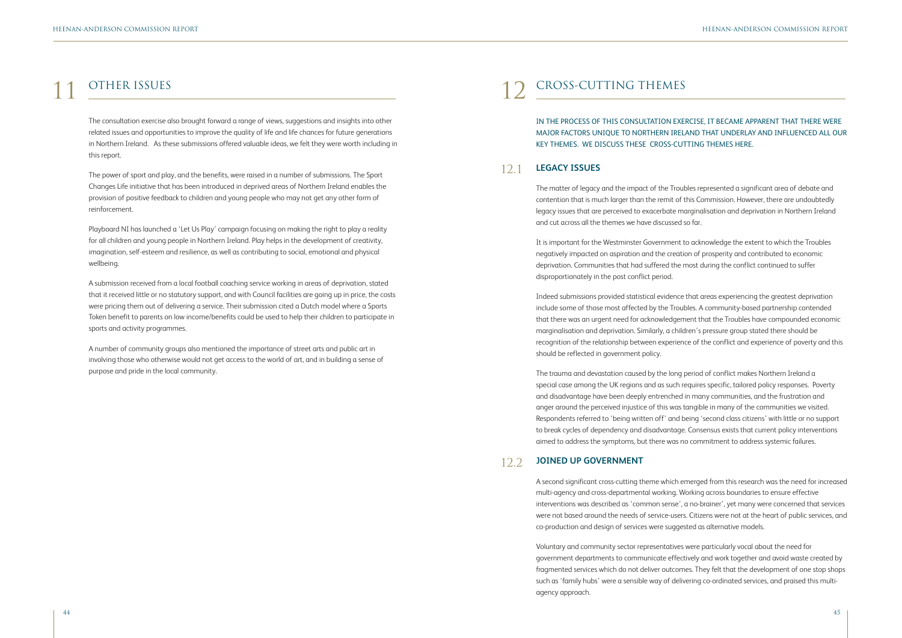# 11 OTHER ISSUES

The consultation exercise also brought forward a range of views, suggestions and insights into other related issues and opportunities to improve the quality of life and life chances for future generations in Northern Ireland. As these submissions offered valuable ideas, we felt they were worth including in this report.

The power of sport and play, and the benefits, were raised in a number of submissions. The Sport Changes Life initiative that has been introduced in deprived areas of Northern Ireland enables the provision of positive feedback to children and young people who may not get any other form of reinforcement.

Playboard NI has launched a 'Let Us Play' campaign focusing on making the right to play a reality for all children and young people in Northern Ireland. Play helps in the development of creativity, imagination, self-esteem and resilience, as well as contributing to social, emotional and physical wellbeing.

A submission received from a local football coaching service working in areas of deprivation, stated that it received little or no statutory support, and with Council facilities are going up in price, the costs were pricing them out of delivering a service. Their submission cited a Dutch model where a Sports Token benefit to parents on low income/benefits could be used to help their children to participate in sports and activity programmes.

A number of community groups also mentioned the importance of street arts and public art in involving those who otherwise would not get access to the world of art, and in building a sense of purpose and pride in the local community.

# 12 CROSS-CUTTING THEMES

IN THE PROCESS OF THIS CONSULTATION EXERCISE, IT BECAME APPARENT THAT THERE WERE MAJOR FACTORS UNIQUE TO NORTHERN IRELAND THAT UNDERLAY AND INFLUENCED ALL OUR KEY THEMES. WE DISCUSS THESE CROSS-CUTTING THEMES HERE.

## 12.1 LEGACY ISSUES

The matter of legacy and the impact of the Troubles represented a significant area of debate and contention that is much larger than the remit of this Commission. However, there are undoubtedly legacy issues that are perceived to exacerbate marginalisation and deprivation in Northern Ireland and cut across all the themes we have discussed so far.

It is important for the Westminster Government to acknowledge the extent to which the Troubles negatively impacted on aspiration and the creation of prosperity and contributed to economic deprivation. Communities that had suffered the most during the conflict continued to suffer disproportionately in the post conflict period.

Indeed submissions provided statistical evidence that areas experiencing the greatest deprivation include some of those most affected by the Troubles. A community-based partnership contended that there was an urgent need for acknowledgement that the Troubles have compounded economic marginalisation and deprivation. Similarly, a children's pressure group stated there should be recognition of the relationship between experience of the conflict and experience of poverty and this should be reflected in government policy.

The trauma and devastation caused by the long period of conflict makes Northern Ireland a special case among the UK regions and as such requires specific, tailored policy responses. Poverty and disadvantage have been deeply entrenched in many communities, and the frustration and anger around the perceived injustice of this was tangible in many of the communities we visited. Respondents referred to 'being written off' and being 'second class citizens' with little or no support to break cycles of dependency and disadvantage. Consensus exists that current policy interventions aimed to address the symptoms, but there was no commitment to address systemic failures.

## 12.2 JOINED UP GOVERNMENT

A second significant cross-cutting theme which emerged from this research was the need for increased multi-agency and cross-departmental working. Working across boundaries to ensure effective interventions was described as 'common sense', a no-brainer', yet many were concerned that services were not based around the needs of service-users. Citizens were not at the heart of public services, and co-production and design of services were suggested as alternative models.

Voluntary and community sector representatives were particularly vocal about the need for government departments to communicate effectively and work together and avoid waste created by fragmented services which do not deliver outcomes. They felt that the development of one stop shops such as 'family hubs' were a sensible way of delivering co-ordinated services, and praised this multi-agency approach.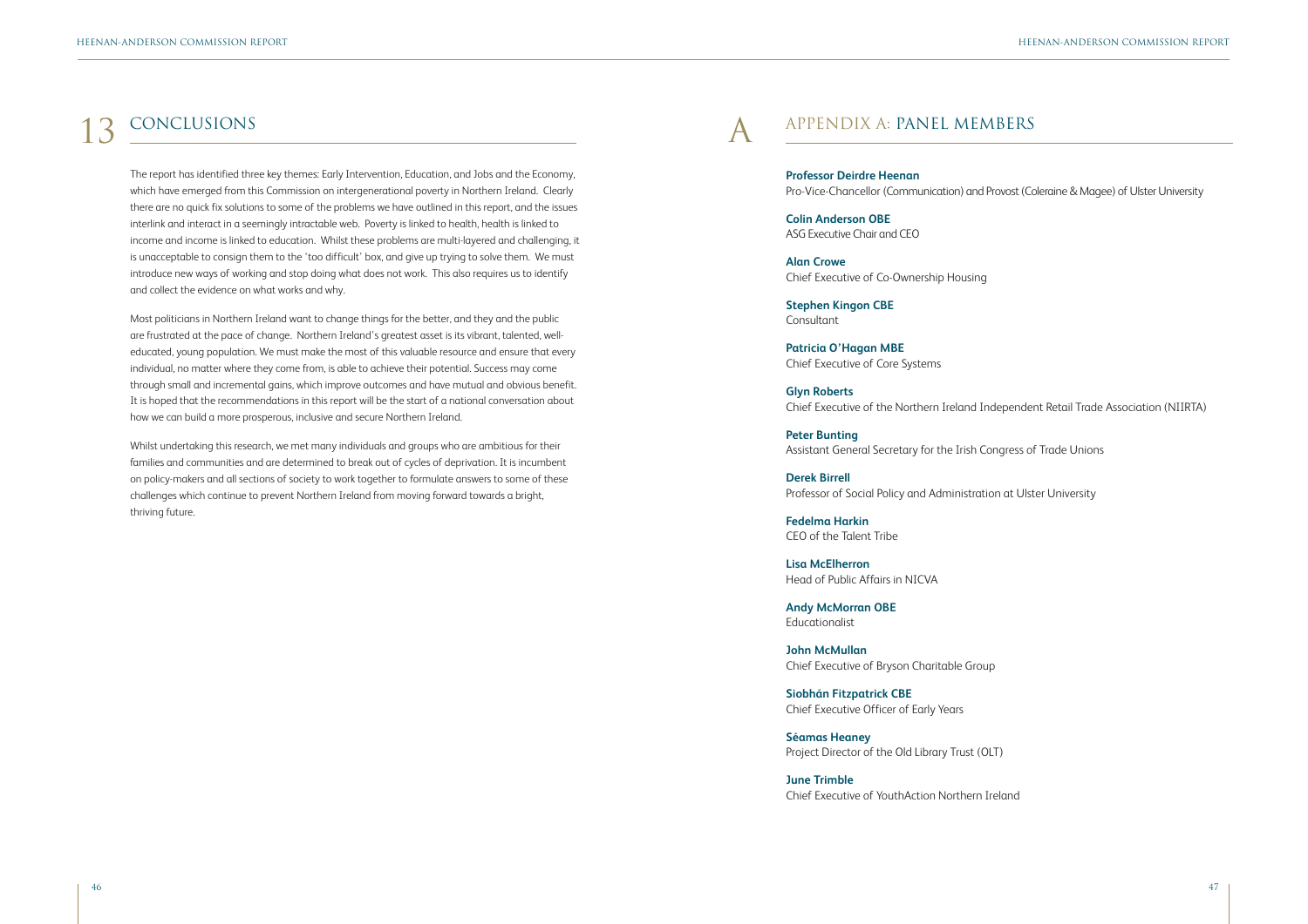# 13 CONCLUSIONS

The report has identified three key themes: Early Intervention, Education, and Jobs and the Economy, which have emerged from this Commission on intergenerational poverty in Northern Ireland. Clearly there are no quick fix solutions to some of the problems we have outlined in this report, and the issues interlink and interact in a seemingly intractable web. Poverty is linked to health, health is linked to income and income is linked to education. Whilst these problems are multi-layered and challenging, it is unacceptable to consign them to the 'too difficult' box, and give up trying to solve them. We must introduce new ways of working and stop doing what does not work. This also requires us to identify and collect the evidence on what works and why.

Most politicians in Northern Ireland want to change things for the better, and they and the public are frustrated at the pace of change. Northern Ireland's greatest asset is its vibrant, talented, well-educated, young population. We must make the most of this valuable resource and ensure that every individual, no matter where they come from, is able to achieve their potential. Success may come through small and incremental gains, which improve outcomes and have mutual and obvious benefit. It is hoped that the recommendations in this report will be the start of a national conversation about how we can build a more prosperous, inclusive and secure Northern Ireland.

Whilst undertaking this research, we met many individuals and groups who are ambitious for their families and communities and are determined to break out of cycles of deprivation. It is incumbent on policy-makers and all sections of society to work together to formulate answers to some of these challenges which continue to prevent Northern Ireland from moving forward towards a bright, thriving future.

# A APPENDIX A: PANEL MEMBERS

**Professor Deirdre Heenan**
Pro-Vice-Chancellor (Communication) and Provost (Coleraine & Magee) of Ulster University

**Colin Anderson OBE**
ASG Executive Chair and CEO

**Alan Crowe**
Chief Executive of Co-Ownership Housing

**Stephen Kingon CBE**
Consultant

**Patricia O'Hagan MBE**
Chief Executive of Core Systems

**Glyn Roberts**
Chief Executive of the Northern Ireland Independent Retail Trade Association (NIIRTA)

**Peter Bunting**
Assistant General Secretary for the Irish Congress of Trade Unions

**Derek Birrell**
Professor of Social Policy and Administration at Ulster University

**Fedelma Harkin**
CEO of the Talent Tribe

**Lisa McElherron**
Head of Public Affairs in NICVA

**Andy McMorran OBE**
Educationalist

**John McMullan**
Chief Executive of Bryson Charitable Group

**Siobhán Fitzpatrick CBE**
Chief Executive Officer of Early Years

**Séamas Heaney**
Project Director of the Old Library Trust (OLT)

**June Trimble**
Chief Executive of YouthAction Northern Ireland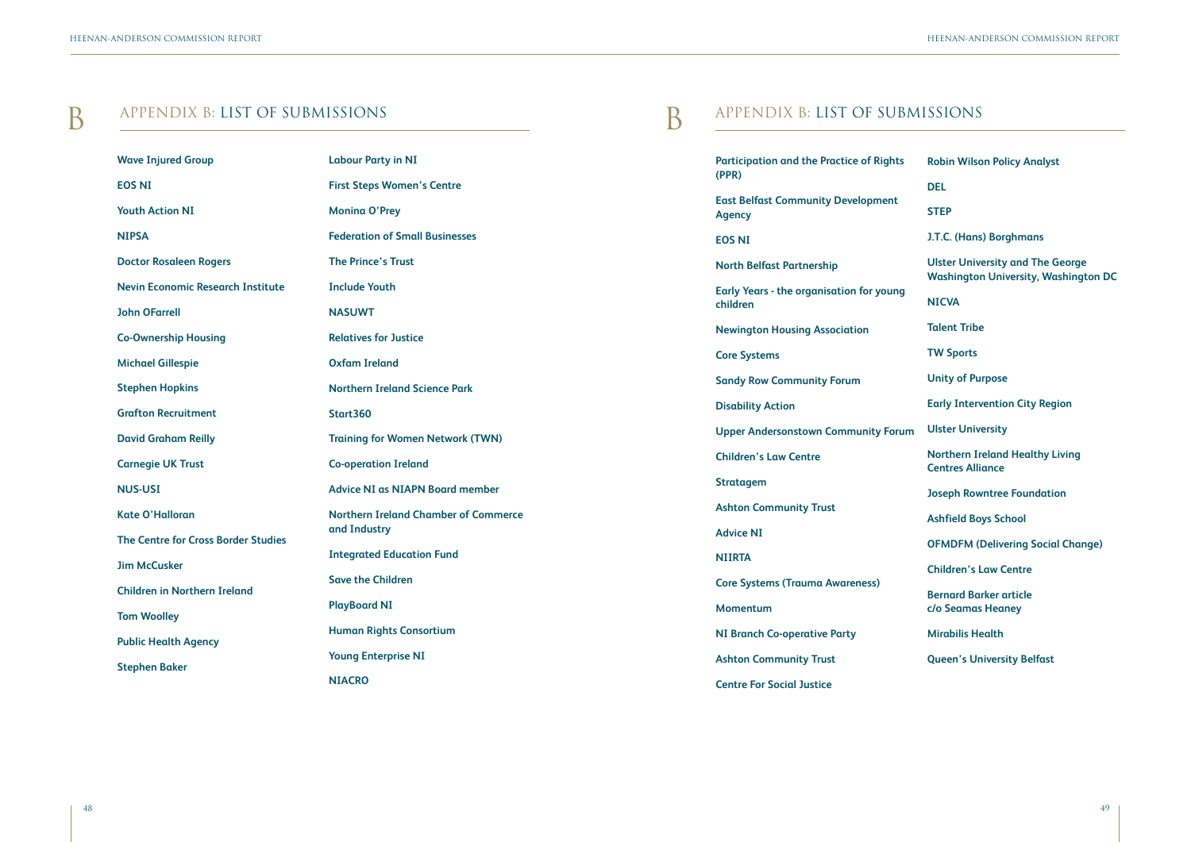# APPENDIX B: LIST OF SUBMISSIONS

- Wave Injured Group
- EOS NI
- Youth Action NI
- NIPSA
- Doctor Rosaleen Rogers
- Nevin Economic Research Institute
- John OFarrell
- Co-Ownership Housing
- Michael Gillespie
- Stephen Hopkins
- Grafton Recruitment
- David Graham Reilly
- Carnegie UK Trust
- NUS-USI
- Kate O'Halloran
- The Centre for Cross Border Studies
- Jim McCusker
- Children in Northern Ireland
- Tom Woolley
- Public Health Agency
- Stephen Baker
- Labour Party in NI
- First Steps Women's Centre
- Monina O'Prey
- Federation of Small Businesses
- The Prince's Trust
- Include Youth
- NASUWT
- Relatives for Justice
- Oxfam Ireland
- Northern Ireland Science Park
- Start360
- Training for Women Network (TWN)
- Co-operation Ireland
- Advice NI as NIAPN Board member
- Northern Ireland Chamber of Commerce and Industry
- Integrated Education Fund
- Save the Children
- PlayBoard NI
- Human Rights Consortium
- Young Enterprise NI
- NIACRO

# APPENDIX B: LIST OF SUBMISSIONS

- Participation and the Practice of Rights (PPR)
- East Belfast Community Development Agency
- EOS NI
- North Belfast Partnership
- Early Years - the organisation for young children
- Newington Housing Association
- Core Systems
- Sandy Row Community Forum
- Disability Action
- Upper Andersonstown Community Forum
- Children's Law Centre
- Stratagem
- Ashton Community Trust
- Advice NI
- NIIRTA
- Core Systems (Trauma Awareness)
- Momentum
- NI Branch Co-operative Party
- Ashton Community Trust
- Centre For Social Justice
- Robin Wilson Policy Analyst
- DEL
- STEP
- J.T.C. (Hans) Borghmans
- Ulster University and The George Washington University, Washington DC
- NICVA
- Talent Tribe
- TW Sports
- Unity of Purpose
- Early Intervention City Region
- Ulster University
- Northern Ireland Healthy Living Centres Alliance
- Joseph Rowntree Foundation
- Ashfield Boys School
- OFMDFM (Delivering Social Change)
- Children's Law Centre
- Bernard Barker article c/o Seamas Heaney
- Mirabilis Health
- Queen's University Belfast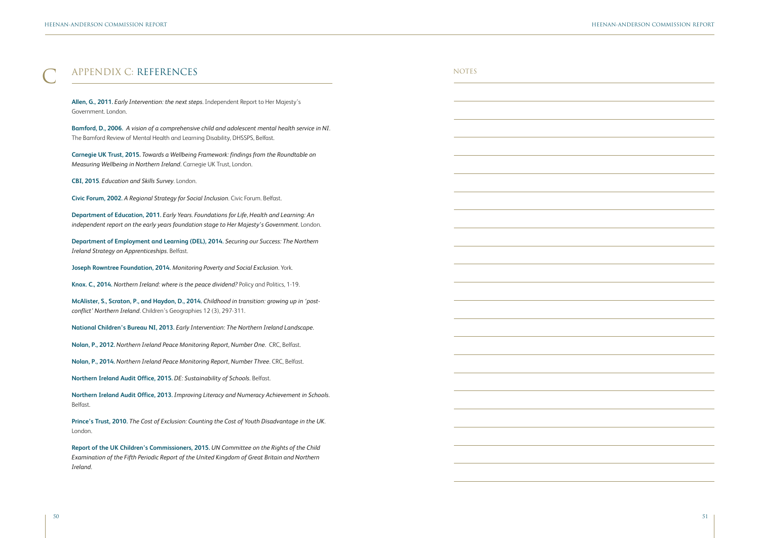# C APPENDIX C: REFERENCES

**Allen, G., 2011.** *Early Intervention: the next steps*. Independent Report to Her Majesty's Government. London.

**Bamford, D., 2006.** *A vision of a comprehensive child and adolescent mental health service in NI*. The Bamford Review of Mental Health and Learning Disability, DHSSPS, Belfast.

**Carnegie UK Trust, 2015.** *Towards a Wellbeing Framework: findings from the Roundtable on Measuring Wellbeing in Northern Ireland*. Carnegie UK Trust, London.

**CBI, 2015**. *Education and Skills Survey*. London.

**Civic Forum, 2002.** *A Regional Strategy for Social Inclusion*. Civic Forum. Belfast.

**Department of Education, 2011.** *Early Years. Foundations for Life, Health and Learning: An independent report on the early years foundation stage to Her Majesty's Government*. London.

**Department of Employment and Learning (DEL), 2014.** *Securing our Success: The Northern Ireland Strategy on Apprenticeships*. Belfast.

**Joseph Rowntree Foundation, 2014.** *Monitoring Poverty and Social Exclusion*. York.

**Knox. C., 2014.** *Northern Ireland: where is the peace dividend?* Policy and Politics, 1-19.

**McAlister, S., Scraton, P., and Haydon, D., 2014.** *Childhood in transition: growing up in 'post-conflict' Northern Ireland*. Children's Geographies 12 (3), 297-311.

**National Children's Bureau NI, 2013.** *Early Intervention: The Northern Ireland Landscape*.

**Nolan, P., 2012.** *Northern Ireland Peace Monitoring Report, Number One*. CRC, Belfast.

**Nolan, P., 2014.** *Northern Ireland Peace Monitoring Report, Number Three*. CRC, Belfast.

**Northern Ireland Audit Office, 2015.** *DE: Sustainability of Schools*. Belfast.

**Northern Ireland Audit Office, 2013.** *Improving Literacy and Numeracy Achievement in Schools*. Belfast.

**Prince's Trust, 2010.** *The Cost of Exclusion: Counting the Cost of Youth Disadvantage in the UK*. London.

**Report of the UK Children's Commissioners, 2015.** *UN Committee on the Rights of the Child Examination of the Fifth Periodic Report of the United Kingdom of Great Britain and Northern Ireland*.

## NOTES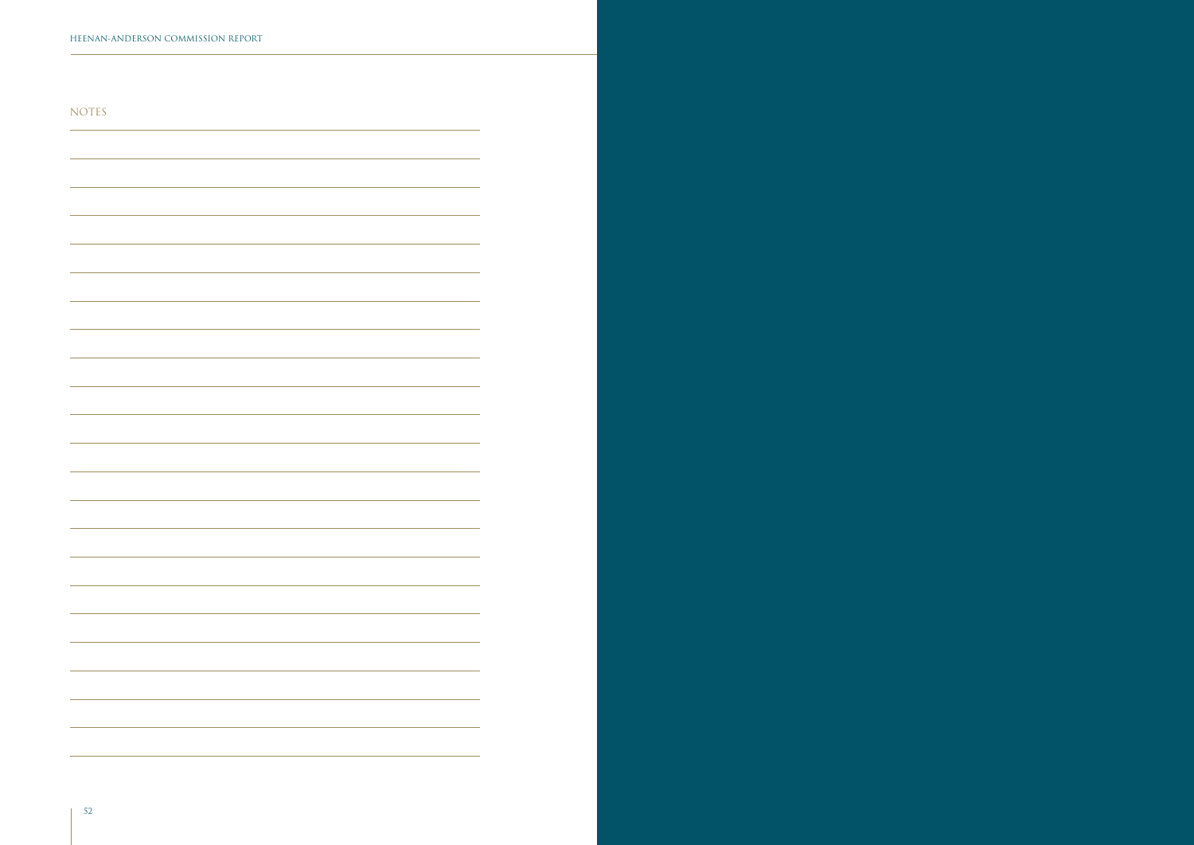# NOTES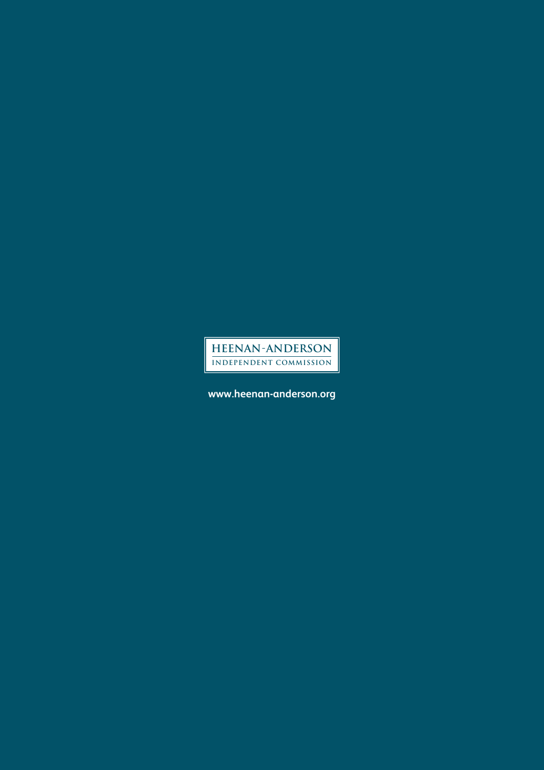HEENAN-ANDERSON

INDEPENDENT COMMISSION

www.heenan-anderson.org